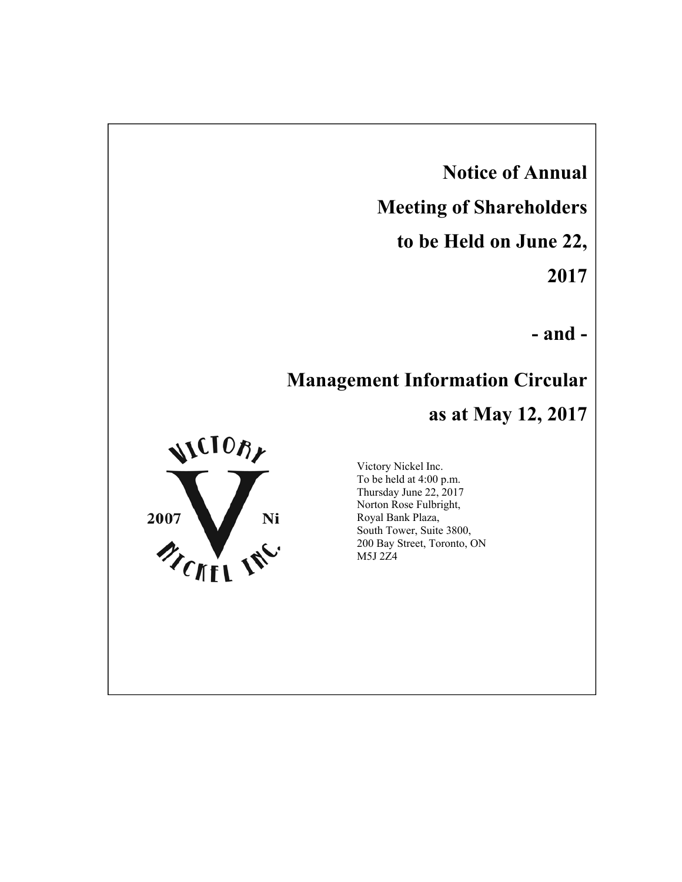# Notice of Annual Meeting of Shareholders to be Held on June 22, 2017

**- and -**

# Management Information Circular as at May 12, 2017

Victory Nickel Inc.
To be held at 4:00 p.m.
Thursday June 22, 2017
Norton Rose Fulbright,
Royal Bank Plaza,
South Tower, Suite 3800,
200 Bay Street, Toronto, ON
M5J 2Z4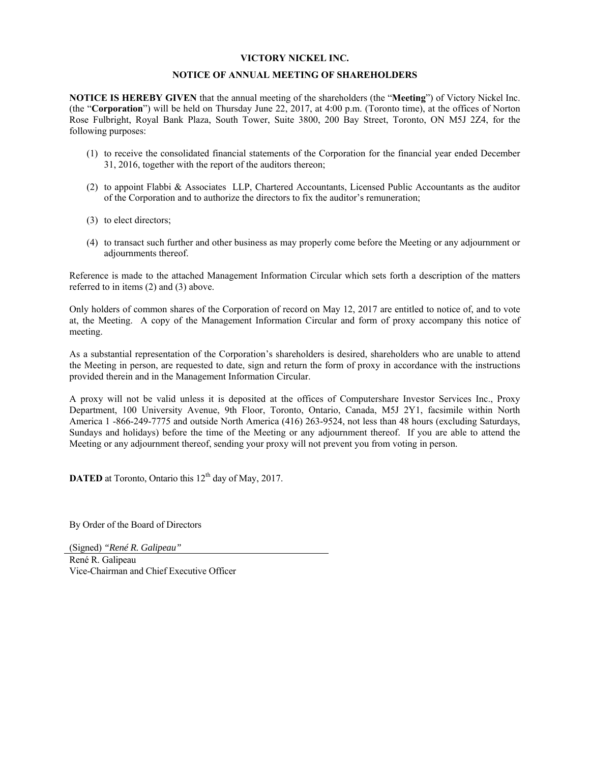# VICTORY NICKEL INC.

## NOTICE OF ANNUAL MEETING OF SHAREHOLDERS

**NOTICE IS HEREBY GIVEN** that the annual meeting of the shareholders (the "**Meeting**") of Victory Nickel Inc. (the "**Corporation**") will be held on Thursday June 22, 2017, at 4:00 p.m. (Toronto time), at the offices of Norton Rose Fulbright, Royal Bank Plaza, South Tower, Suite 3800, 200 Bay Street, Toronto, ON M5J 2Z4, for the following purposes:

(1) to receive the consolidated financial statements of the Corporation for the financial year ended December 31, 2016, together with the report of the auditors thereon;

(2) to appoint Flabbi & Associates LLP, Chartered Accountants, Licensed Public Accountants as the auditor of the Corporation and to authorize the directors to fix the auditor's remuneration;

(3) to elect directors;

(4) to transact such further and other business as may properly come before the Meeting or any adjournment or adjournments thereof.

Reference is made to the attached Management Information Circular which sets forth a description of the matters referred to in items (2) and (3) above.

Only holders of common shares of the Corporation of record on May 12, 2017 are entitled to notice of, and to vote at, the Meeting. A copy of the Management Information Circular and form of proxy accompany this notice of meeting.

As a substantial representation of the Corporation's shareholders is desired, shareholders who are unable to attend the Meeting in person, are requested to date, sign and return the form of proxy in accordance with the instructions provided therein and in the Management Information Circular.

A proxy will not be valid unless it is deposited at the offices of Computershare Investor Services Inc., Proxy Department, 100 University Avenue, 9th Floor, Toronto, Ontario, Canada, M5J 2Y1, facsimile within North America 1 -866-249-7775 and outside North America (416) 263-9524, not less than 48 hours (excluding Saturdays, Sundays and holidays) before the time of the Meeting or any adjournment thereof. If you are able to attend the Meeting or any adjournment thereof, sending your proxy will not prevent you from voting in person.

**DATED** at Toronto, Ontario this 12th day of May, 2017.

By Order of the Board of Directors

(Signed) *"René R. Galipeau"*

René R. Galipeau
Vice-Chairman and Chief Executive Officer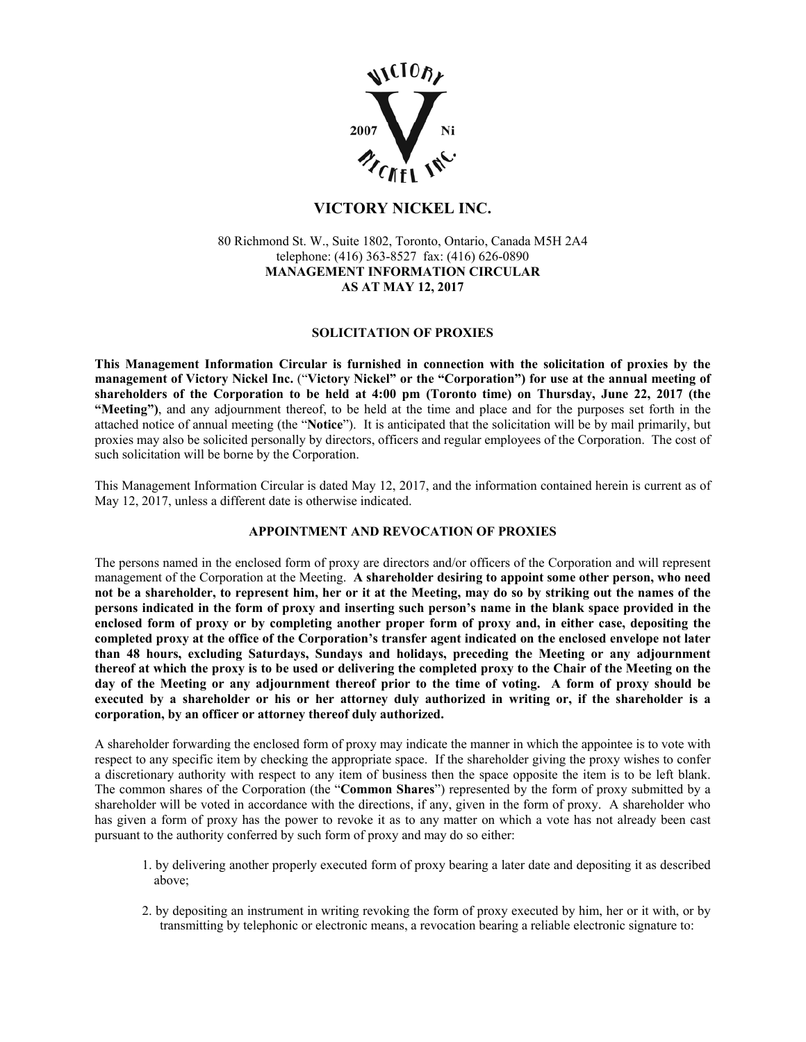# VICTORY NICKEL INC.

80 Richmond St. W., Suite 1802, Toronto, Ontario, Canada M5H 2A4
telephone: (416) 363-8527 fax: (416) 626-0890
**MANAGEMENT INFORMATION CIRCULAR**
**AS AT MAY 12, 2017**

## SOLICITATION OF PROXIES

**This Management Information Circular is furnished in connection with the solicitation of proxies by the management of Victory Nickel Inc.** ("**Victory Nickel" or the "Corporation") for use at the annual meeting of shareholders of the Corporation to be held at 4:00 pm (Toronto time) on Thursday, June 22, 2017 (the "Meeting")**, and any adjournment thereof, to be held at the time and place and for the purposes set forth in the attached notice of annual meeting (the "**Notice**"). It is anticipated that the solicitation will be by mail primarily, but proxies may also be solicited personally by directors, officers and regular employees of the Corporation. The cost of such solicitation will be borne by the Corporation.

This Management Information Circular is dated May 12, 2017, and the information contained herein is current as of May 12, 2017, unless a different date is otherwise indicated.

## APPOINTMENT AND REVOCATION OF PROXIES

The persons named in the enclosed form of proxy are directors and/or officers of the Corporation and will represent management of the Corporation at the Meeting. **A shareholder desiring to appoint some other person, who need not be a shareholder, to represent him, her or it at the Meeting, may do so by striking out the names of the persons indicated in the form of proxy and inserting such person's name in the blank space provided in the enclosed form of proxy or by completing another proper form of proxy and, in either case, depositing the completed proxy at the office of the Corporation's transfer agent indicated on the enclosed envelope not later than 48 hours, excluding Saturdays, Sundays and holidays, preceding the Meeting or any adjournment thereof at which the proxy is to be used or delivering the completed proxy to the Chair of the Meeting on the day of the Meeting or any adjournment thereof prior to the time of voting. A form of proxy should be executed by a shareholder or his or her attorney duly authorized in writing or, if the shareholder is a corporation, by an officer or attorney thereof duly authorized.**

A shareholder forwarding the enclosed form of proxy may indicate the manner in which the appointee is to vote with respect to any specific item by checking the appropriate space. If the shareholder giving the proxy wishes to confer a discretionary authority with respect to any item of business then the space opposite the item is to be left blank. The common shares of the Corporation (the "**Common Shares**") represented by the form of proxy submitted by a shareholder will be voted in accordance with the directions, if any, given in the form of proxy. A shareholder who has given a form of proxy has the power to revoke it as to any matter on which a vote has not already been cast pursuant to the authority conferred by such form of proxy and may do so either:

1. by delivering another properly executed form of proxy bearing a later date and depositing it as described above;
2. by depositing an instrument in writing revoking the form of proxy executed by him, her or it with, or by transmitting by telephonic or electronic means, a revocation bearing a reliable electronic signature to: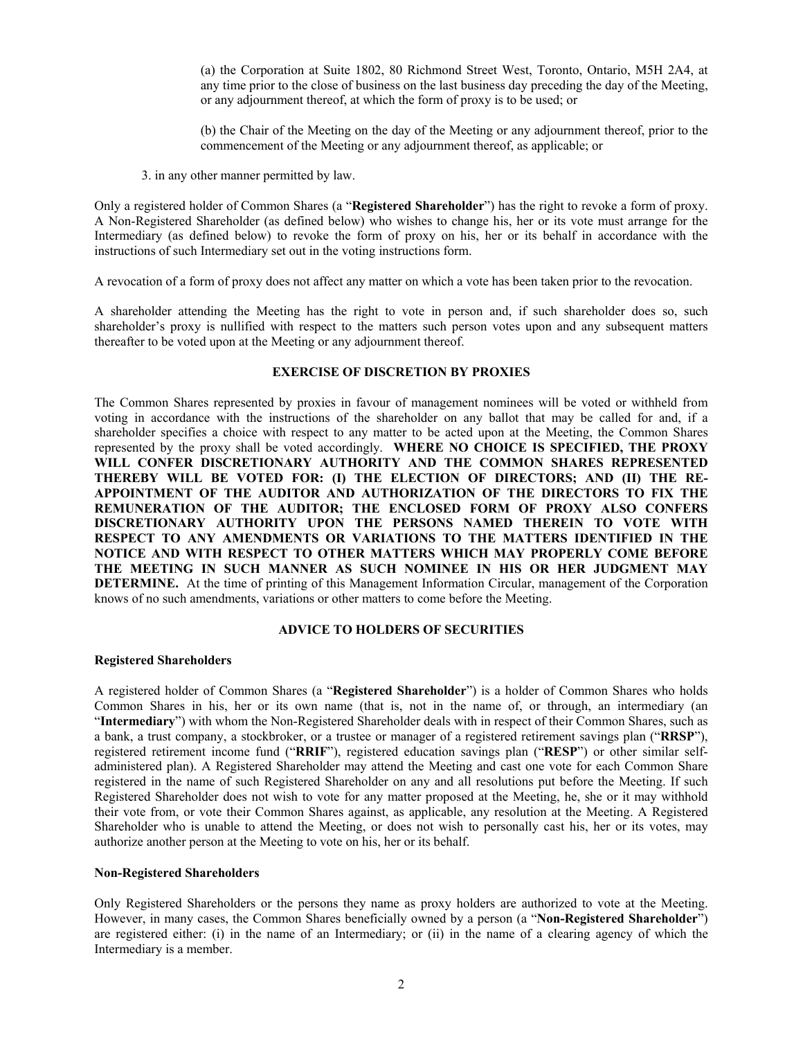(a) the Corporation at Suite 1802, 80 Richmond Street West, Toronto, Ontario, M5H 2A4, at any time prior to the close of business on the last business day preceding the day of the Meeting, or any adjournment thereof, at which the form of proxy is to be used; or

(b) the Chair of the Meeting on the day of the Meeting or any adjournment thereof, prior to the commencement of the Meeting or any adjournment thereof, as applicable; or

3. in any other manner permitted by law.

Only a registered holder of Common Shares (a "**Registered Shareholder**") has the right to revoke a form of proxy. A Non-Registered Shareholder (as defined below) who wishes to change his, her or its vote must arrange for the Intermediary (as defined below) to revoke the form of proxy on his, her or its behalf in accordance with the instructions of such Intermediary set out in the voting instructions form.

A revocation of a form of proxy does not affect any matter on which a vote has been taken prior to the revocation.

A shareholder attending the Meeting has the right to vote in person and, if such shareholder does so, such shareholder's proxy is nullified with respect to the matters such person votes upon and any subsequent matters thereafter to be voted upon at the Meeting or any adjournment thereof.

## EXERCISE OF DISCRETION BY PROXIES

The Common Shares represented by proxies in favour of management nominees will be voted or withheld from voting in accordance with the instructions of the shareholder on any ballot that may be called for and, if a shareholder specifies a choice with respect to any matter to be acted upon at the Meeting, the Common Shares represented by the proxy shall be voted accordingly. **WHERE NO CHOICE IS SPECIFIED, THE PROXY WILL CONFER DISCRETIONARY AUTHORITY AND THE COMMON SHARES REPRESENTED THEREBY WILL BE VOTED FOR: (I) THE ELECTION OF DIRECTORS; AND (II) THE RE-APPOINTMENT OF THE AUDITOR AND AUTHORIZATION OF THE DIRECTORS TO FIX THE REMUNERATION OF THE AUDITOR; THE ENCLOSED FORM OF PROXY ALSO CONFERS DISCRETIONARY AUTHORITY UPON THE PERSONS NAMED THEREIN TO VOTE WITH RESPECT TO ANY AMENDMENTS OR VARIATIONS TO THE MATTERS IDENTIFIED IN THE NOTICE AND WITH RESPECT TO OTHER MATTERS WHICH MAY PROPERLY COME BEFORE THE MEETING IN SUCH MANNER AS SUCH NOMINEE IN HIS OR HER JUDGMENT MAY DETERMINE.** At the time of printing of this Management Information Circular, management of the Corporation knows of no such amendments, variations or other matters to come before the Meeting.

## ADVICE TO HOLDERS OF SECURITIES

### Registered Shareholders

A registered holder of Common Shares (a "**Registered Shareholder**") is a holder of Common Shares who holds Common Shares in his, her or its own name (that is, not in the name of, or through, an intermediary (an "**Intermediary**") with whom the Non-Registered Shareholder deals with in respect of their Common Shares, such as a bank, a trust company, a stockbroker, or a trustee or manager of a registered retirement savings plan ("**RRSP**"), registered retirement income fund ("**RRIF**"), registered education savings plan ("**RESP**") or other similar self-administered plan). A Registered Shareholder may attend the Meeting and cast one vote for each Common Share registered in the name of such Registered Shareholder on any and all resolutions put before the Meeting. If such Registered Shareholder does not wish to vote for any matter proposed at the Meeting, he, she or it may withhold their vote from, or vote their Common Shares against, as applicable, any resolution at the Meeting. A Registered Shareholder who is unable to attend the Meeting, or does not wish to personally cast his, her or its votes, may authorize another person at the Meeting to vote on his, her or its behalf.

### Non-Registered Shareholders

Only Registered Shareholders or the persons they name as proxy holders are authorized to vote at the Meeting. However, in many cases, the Common Shares beneficially owned by a person (a "**Non-Registered Shareholder**") are registered either: (i) in the name of an Intermediary; or (ii) in the name of a clearing agency of which the Intermediary is a member.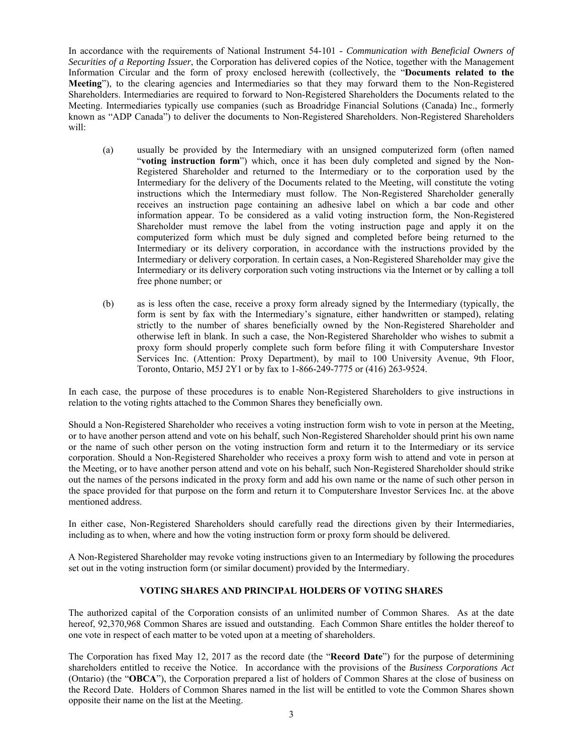In accordance with the requirements of National Instrument 54-101 - *Communication with Beneficial Owners of Securities of a Reporting Issuer*, the Corporation has delivered copies of the Notice, together with the Management Information Circular and the form of proxy enclosed herewith (collectively, the "**Documents related to the Meeting**"), to the clearing agencies and Intermediaries so that they may forward them to the Non-Registered Shareholders. Intermediaries are required to forward to Non-Registered Shareholders the Documents related to the Meeting. Intermediaries typically use companies (such as Broadridge Financial Solutions (Canada) Inc., formerly known as "ADP Canada") to deliver the documents to Non-Registered Shareholders. Non-Registered Shareholders will:

(a) usually be provided by the Intermediary with an unsigned computerized form (often named "**voting instruction form**") which, once it has been duly completed and signed by the Non-Registered Shareholder and returned to the Intermediary or to the corporation used by the Intermediary for the delivery of the Documents related to the Meeting, will constitute the voting instructions which the Intermediary must follow. The Non-Registered Shareholder generally receives an instruction page containing an adhesive label on which a bar code and other information appear. To be considered as a valid voting instruction form, the Non-Registered Shareholder must remove the label from the voting instruction page and apply it on the computerized form which must be duly signed and completed before being returned to the Intermediary or its delivery corporation, in accordance with the instructions provided by the Intermediary or delivery corporation. In certain cases, a Non-Registered Shareholder may give the Intermediary or its delivery corporation such voting instructions via the Internet or by calling a toll free phone number; or

(b) as is less often the case, receive a proxy form already signed by the Intermediary (typically, the form is sent by fax with the Intermediary's signature, either handwritten or stamped), relating strictly to the number of shares beneficially owned by the Non-Registered Shareholder and otherwise left in blank. In such a case, the Non-Registered Shareholder who wishes to submit a proxy form should properly complete such form before filing it with Computershare Investor Services Inc. (Attention: Proxy Department), by mail to 100 University Avenue, 9th Floor, Toronto, Ontario, M5J 2Y1 or by fax to 1-866-249-7775 or (416) 263-9524.

In each case, the purpose of these procedures is to enable Non-Registered Shareholders to give instructions in relation to the voting rights attached to the Common Shares they beneficially own.

Should a Non-Registered Shareholder who receives a voting instruction form wish to vote in person at the Meeting, or to have another person attend and vote on his behalf, such Non-Registered Shareholder should print his own name or the name of such other person on the voting instruction form and return it to the Intermediary or its service corporation. Should a Non-Registered Shareholder who receives a proxy form wish to attend and vote in person at the Meeting, or to have another person attend and vote on his behalf, such Non-Registered Shareholder should strike out the names of the persons indicated in the proxy form and add his own name or the name of such other person in the space provided for that purpose on the form and return it to Computershare Investor Services Inc. at the above mentioned address.

In either case, Non-Registered Shareholders should carefully read the directions given by their Intermediaries, including as to when, where and how the voting instruction form or proxy form should be delivered.

A Non-Registered Shareholder may revoke voting instructions given to an Intermediary by following the procedures set out in the voting instruction form (or similar document) provided by the Intermediary.

## VOTING SHARES AND PRINCIPAL HOLDERS OF VOTING SHARES

The authorized capital of the Corporation consists of an unlimited number of Common Shares. As at the date hereof, 92,370,968 Common Shares are issued and outstanding. Each Common Share entitles the holder thereof to one vote in respect of each matter to be voted upon at a meeting of shareholders.

The Corporation has fixed May 12, 2017 as the record date (the "**Record Date**") for the purpose of determining shareholders entitled to receive the Notice. In accordance with the provisions of the *Business Corporations Act* (Ontario) (the "**OBCA**"), the Corporation prepared a list of holders of Common Shares at the close of business on the Record Date. Holders of Common Shares named in the list will be entitled to vote the Common Shares shown opposite their name on the list at the Meeting.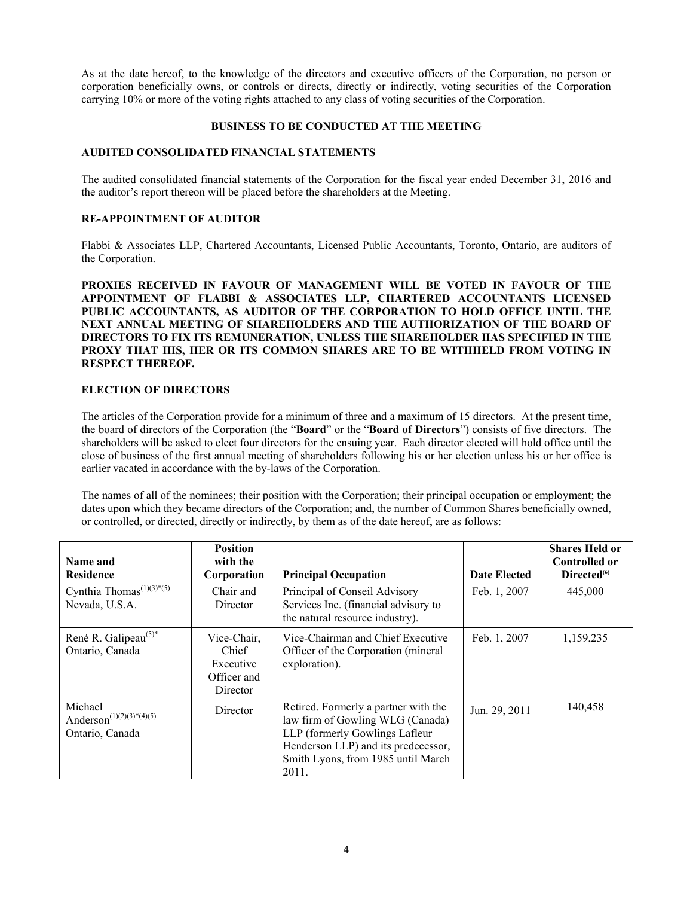As at the date hereof, to the knowledge of the directors and executive officers of the Corporation, no person or corporation beneficially owns, or controls or directs, directly or indirectly, voting securities of the Corporation carrying 10% or more of the voting rights attached to any class of voting securities of the Corporation.

## BUSINESS TO BE CONDUCTED AT THE MEETING

### AUDITED CONSOLIDATED FINANCIAL STATEMENTS

The audited consolidated financial statements of the Corporation for the fiscal year ended December 31, 2016 and the auditor's report thereon will be placed before the shareholders at the Meeting.

### RE-APPOINTMENT OF AUDITOR

Flabbi & Associates LLP, Chartered Accountants, Licensed Public Accountants, Toronto, Ontario, are auditors of the Corporation.

**PROXIES RECEIVED IN FAVOUR OF MANAGEMENT WILL BE VOTED IN FAVOUR OF THE APPOINTMENT OF FLABBI & ASSOCIATES LLP, CHARTERED ACCOUNTANTS LICENSED PUBLIC ACCOUNTANTS, AS AUDITOR OF THE CORPORATION TO HOLD OFFICE UNTIL THE NEXT ANNUAL MEETING OF SHAREHOLDERS AND THE AUTHORIZATION OF THE BOARD OF DIRECTORS TO FIX ITS REMUNERATION, UNLESS THE SHAREHOLDER HAS SPECIFIED IN THE PROXY THAT HIS, HER OR ITS COMMON SHARES ARE TO BE WITHHELD FROM VOTING IN RESPECT THEREOF.**

### ELECTION OF DIRECTORS

The articles of the Corporation provide for a minimum of three and a maximum of 15 directors. At the present time, the board of directors of the Corporation (the "**Board**" or the "**Board of Directors**") consists of five directors. The shareholders will be asked to elect four directors for the ensuing year. Each director elected will hold office until the close of business of the first annual meeting of shareholders following his or her election unless his or her office is earlier vacated in accordance with the by-laws of the Corporation.

The names of all of the nominees; their position with the Corporation; their principal occupation or employment; the dates upon which they became directors of the Corporation; and, the number of Common Shares beneficially owned, or controlled, or directed, directly or indirectly, by them as of the date hereof, are as follows:

| Name and Residence | Position with the Corporation | Principal Occupation | Date Elected | Shares Held or Controlled or Directed(6) |
|---|---|---|---|---|
| Cynthia Thomas(1)(3)*(5) Nevada, U.S.A. | Chair and Director | Principal of Conseil Advisory Services Inc. (financial advisory to the natural resource industry). | Feb. 1, 2007 | 445,000 |
| René R. Galipeau(5)* Ontario, Canada | Vice-Chair, Chief Executive Officer and Director | Vice-Chairman and Chief Executive Officer of the Corporation (mineral exploration). | Feb. 1, 2007 | 1,159,235 |
| Michael Anderson(1)(2)(3)*(4)(5) Ontario, Canada | Director | Retired. Formerly a partner with the law firm of Gowling WLG (Canada) LLP (formerly Gowlings Lafleur Henderson LLP) and its predecessor, Smith Lyons, from 1985 until March 2011. | Jun. 29, 2011 | 140,458 |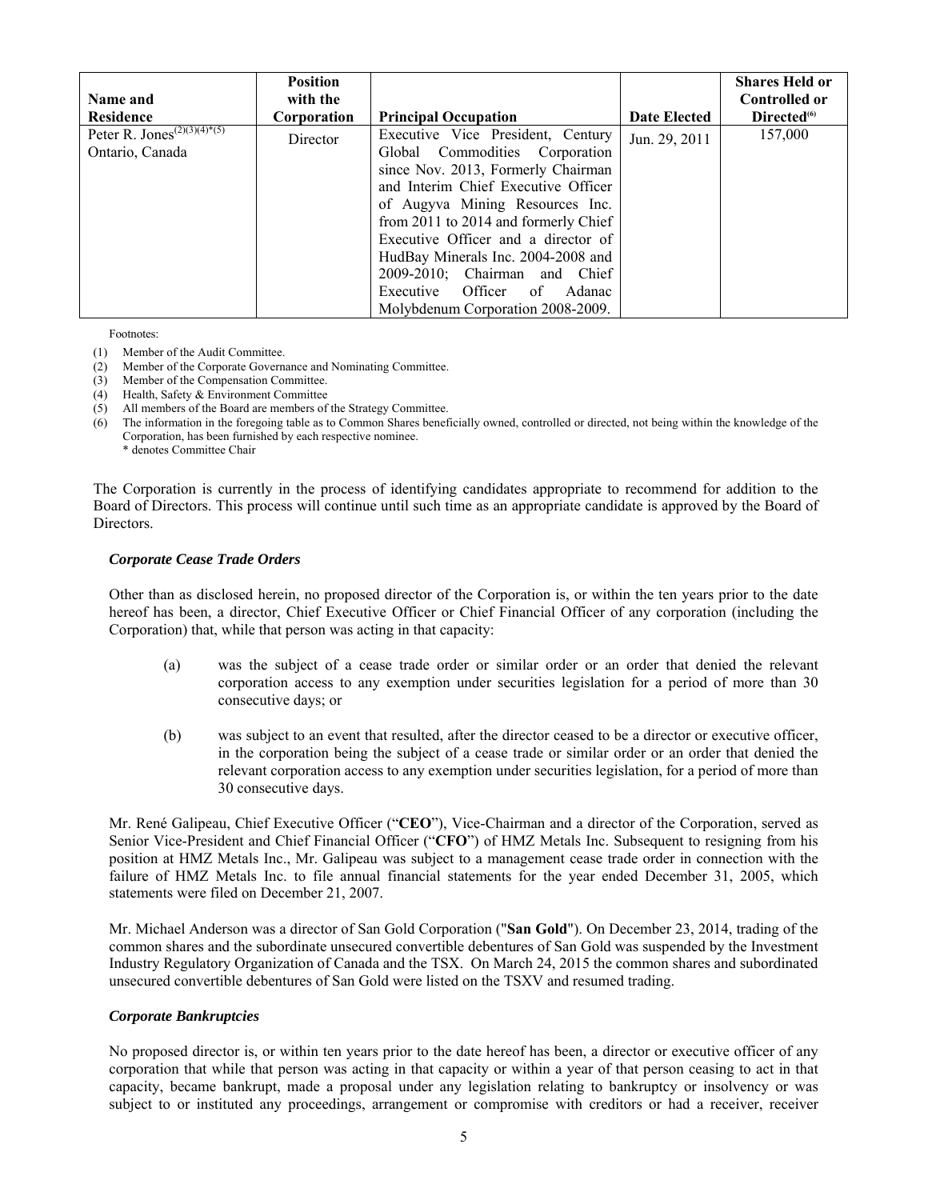| Name and Residence | Position with the Corporation | Principal Occupation | Date Elected | Shares Held or Controlled or Directed[(6)] |
| --- | --- | --- | --- | --- |
| Peter R. Jones[(2)(3)(4)*(5)] Ontario, Canada | Director | Executive Vice President, Century Global Commodities Corporation since Nov. 2013, Formerly Chairman and Interim Chief Executive Officer of Augyva Mining Resources Inc. from 2011 to 2014 and formerly Chief Executive Officer and a director of HudBay Minerals Inc. 2004-2008 and 2009-2010; Chairman and Chief Executive Officer of Adanac Molybdenum Corporation 2008-2009. | Jun. 29, 2011 | 157,000 |

Footnotes:

(1) Member of the Audit Committee.
(2) Member of the Corporate Governance and Nominating Committee.
(3) Member of the Compensation Committee.
(4) Health, Safety & Environment Committee
(5) All members of the Board are members of the Strategy Committee.
(6) The information in the foregoing table as to Common Shares beneficially owned, controlled or directed, not being within the knowledge of the Corporation, has been furnished by each respective nominee.
\* denotes Committee Chair

The Corporation is currently in the process of identifying candidates appropriate to recommend for addition to the Board of Directors. This process will continue until such time as an appropriate candidate is approved by the Board of Directors.

### *Corporate Cease Trade Orders*

Other than as disclosed herein, no proposed director of the Corporation is, or within the ten years prior to the date hereof has been, a director, Chief Executive Officer or Chief Financial Officer of any corporation (including the Corporation) that, while that person was acting in that capacity:

(a) was the subject of a cease trade order or similar order or an order that denied the relevant corporation access to any exemption under securities legislation for a period of more than 30 consecutive days; or

(b) was subject to an event that resulted, after the director ceased to be a director or executive officer, in the corporation being the subject of a cease trade or similar order or an order that denied the relevant corporation access to any exemption under securities legislation, for a period of more than 30 consecutive days.

Mr. René Galipeau, Chief Executive Officer ("**CEO**"), Vice-Chairman and a director of the Corporation, served as Senior Vice-President and Chief Financial Officer ("**CFO**") of HMZ Metals Inc. Subsequent to resigning from his position at HMZ Metals Inc., Mr. Galipeau was subject to a management cease trade order in connection with the failure of HMZ Metals Inc. to file annual financial statements for the year ended December 31, 2005, which statements were filed on December 21, 2007.

Mr. Michael Anderson was a director of San Gold Corporation ("**San Gold**"). On December 23, 2014, trading of the common shares and the subordinate unsecured convertible debentures of San Gold was suspended by the Investment Industry Regulatory Organization of Canada and the TSX. On March 24, 2015 the common shares and subordinated unsecured convertible debentures of San Gold were listed on the TSXV and resumed trading.

### *Corporate Bankruptcies*

No proposed director is, or within ten years prior to the date hereof has been, a director or executive officer of any corporation that while that person was acting in that capacity or within a year of that person ceasing to act in that capacity, became bankrupt, made a proposal under any legislation relating to bankruptcy or insolvency or was subject to or instituted any proceedings, arrangement or compromise with creditors or had a receiver, receiver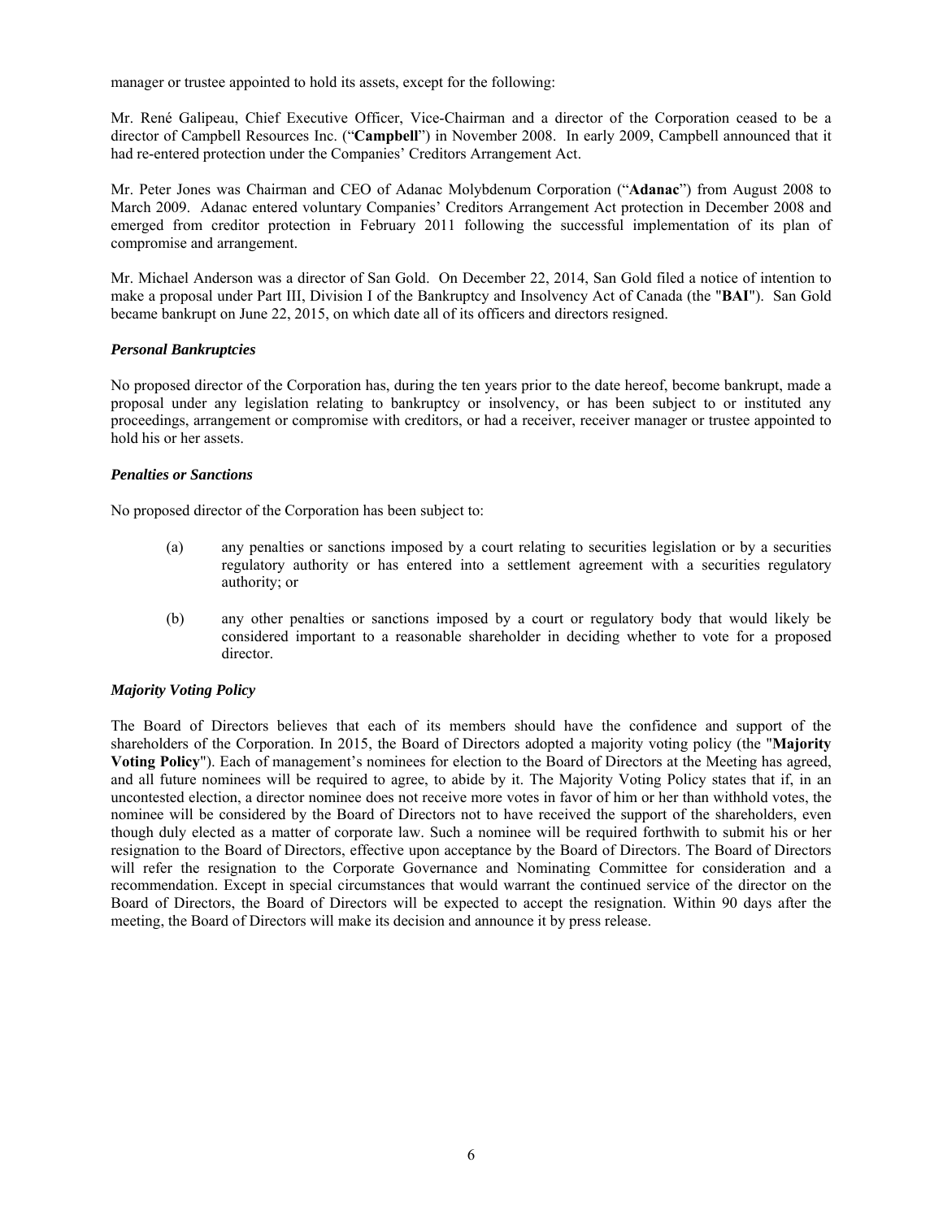manager or trustee appointed to hold its assets, except for the following:

Mr. René Galipeau, Chief Executive Officer, Vice-Chairman and a director of the Corporation ceased to be a director of Campbell Resources Inc. ("**Campbell**") in November 2008. In early 2009, Campbell announced that it had re-entered protection under the Companies' Creditors Arrangement Act.

Mr. Peter Jones was Chairman and CEO of Adanac Molybdenum Corporation ("**Adanac**") from August 2008 to March 2009. Adanac entered voluntary Companies' Creditors Arrangement Act protection in December 2008 and emerged from creditor protection in February 2011 following the successful implementation of its plan of compromise and arrangement.

Mr. Michael Anderson was a director of San Gold. On December 22, 2014, San Gold filed a notice of intention to make a proposal under Part III, Division I of the Bankruptcy and Insolvency Act of Canada (the "**BAI**"). San Gold became bankrupt on June 22, 2015, on which date all of its officers and directors resigned.

### *Personal Bankruptcies*

No proposed director of the Corporation has, during the ten years prior to the date hereof, become bankrupt, made a proposal under any legislation relating to bankruptcy or insolvency, or has been subject to or instituted any proceedings, arrangement or compromise with creditors, or had a receiver, receiver manager or trustee appointed to hold his or her assets.

### *Penalties or Sanctions*

No proposed director of the Corporation has been subject to:

(a) any penalties or sanctions imposed by a court relating to securities legislation or by a securities regulatory authority or has entered into a settlement agreement with a securities regulatory authority; or

(b) any other penalties or sanctions imposed by a court or regulatory body that would likely be considered important to a reasonable shareholder in deciding whether to vote for a proposed director.

### *Majority Voting Policy*

The Board of Directors believes that each of its members should have the confidence and support of the shareholders of the Corporation. In 2015, the Board of Directors adopted a majority voting policy (the "**Majority Voting Policy**"). Each of management's nominees for election to the Board of Directors at the Meeting has agreed, and all future nominees will be required to agree, to abide by it. The Majority Voting Policy states that if, in an uncontested election, a director nominee does not receive more votes in favor of him or her than withhold votes, the nominee will be considered by the Board of Directors not to have received the support of the shareholders, even though duly elected as a matter of corporate law. Such a nominee will be required forthwith to submit his or her resignation to the Board of Directors, effective upon acceptance by the Board of Directors. The Board of Directors will refer the resignation to the Corporate Governance and Nominating Committee for consideration and a recommendation. Except in special circumstances that would warrant the continued service of the director on the Board of Directors, the Board of Directors will be expected to accept the resignation. Within 90 days after the meeting, the Board of Directors will make its decision and announce it by press release.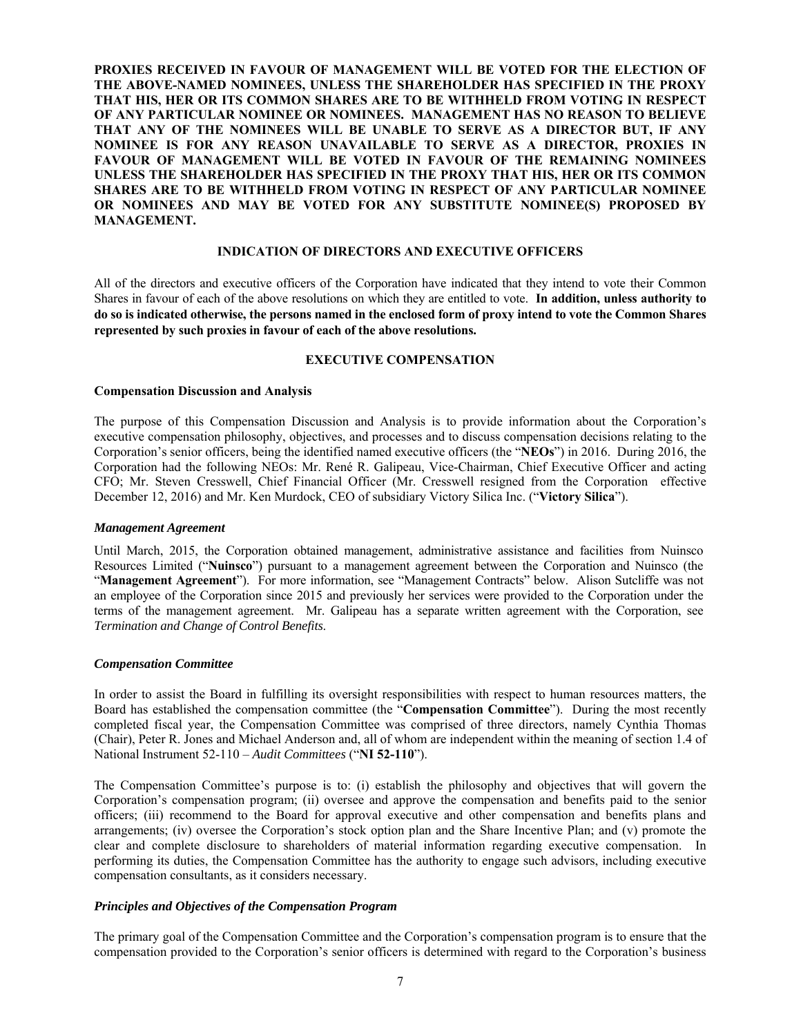**PROXIES RECEIVED IN FAVOUR OF MANAGEMENT WILL BE VOTED FOR THE ELECTION OF THE ABOVE-NAMED NOMINEES, UNLESS THE SHAREHOLDER HAS SPECIFIED IN THE PROXY THAT HIS, HER OR ITS COMMON SHARES ARE TO BE WITHHELD FROM VOTING IN RESPECT OF ANY PARTICULAR NOMINEE OR NOMINEES. MANAGEMENT HAS NO REASON TO BELIEVE THAT ANY OF THE NOMINEES WILL BE UNABLE TO SERVE AS A DIRECTOR BUT, IF ANY NOMINEE IS FOR ANY REASON UNAVAILABLE TO SERVE AS A DIRECTOR, PROXIES IN FAVOUR OF MANAGEMENT WILL BE VOTED IN FAVOUR OF THE REMAINING NOMINEES UNLESS THE SHAREHOLDER HAS SPECIFIED IN THE PROXY THAT HIS, HER OR ITS COMMON SHARES ARE TO BE WITHHELD FROM VOTING IN RESPECT OF ANY PARTICULAR NOMINEE OR NOMINEES AND MAY BE VOTED FOR ANY SUBSTITUTE NOMINEE(S) PROPOSED BY MANAGEMENT.**

## INDICATION OF DIRECTORS AND EXECUTIVE OFFICERS

All of the directors and executive officers of the Corporation have indicated that they intend to vote their Common Shares in favour of each of the above resolutions on which they are entitled to vote. **In addition, unless authority to do so is indicated otherwise, the persons named in the enclosed form of proxy intend to vote the Common Shares represented by such proxies in favour of each of the above resolutions.**

## EXECUTIVE COMPENSATION

### Compensation Discussion and Analysis

The purpose of this Compensation Discussion and Analysis is to provide information about the Corporation's executive compensation philosophy, objectives, and processes and to discuss compensation decisions relating to the Corporation's senior officers, being the identified named executive officers (the "**NEOs**") in 2016. During 2016, the Corporation had the following NEOs: Mr. René R. Galipeau, Vice-Chairman, Chief Executive Officer and acting CFO; Mr. Steven Cresswell, Chief Financial Officer (Mr. Cresswell resigned from the Corporation effective December 12, 2016) and Mr. Ken Murdock, CEO of subsidiary Victory Silica Inc. ("**Victory Silica**").

#### *Management Agreement*

Until March, 2015, the Corporation obtained management, administrative assistance and facilities from Nuinsco Resources Limited ("**Nuinsco**") pursuant to a management agreement between the Corporation and Nuinsco (the "**Management Agreement**"). For more information, see "Management Contracts" below. Alison Sutcliffe was not an employee of the Corporation since 2015 and previously her services were provided to the Corporation under the terms of the management agreement. Mr. Galipeau has a separate written agreement with the Corporation, see *Termination and Change of Control Benefits*.

#### *Compensation Committee*

In order to assist the Board in fulfilling its oversight responsibilities with respect to human resources matters, the Board has established the compensation committee (the "**Compensation Committee**"). During the most recently completed fiscal year, the Compensation Committee was comprised of three directors, namely Cynthia Thomas (Chair), Peter R. Jones and Michael Anderson and, all of whom are independent within the meaning of section 1.4 of National Instrument 52-110 – *Audit Committees* ("**NI 52-110**").

The Compensation Committee's purpose is to: (i) establish the philosophy and objectives that will govern the Corporation's compensation program; (ii) oversee and approve the compensation and benefits paid to the senior officers; (iii) recommend to the Board for approval executive and other compensation and benefits plans and arrangements; (iv) oversee the Corporation's stock option plan and the Share Incentive Plan; and (v) promote the clear and complete disclosure to shareholders of material information regarding executive compensation. In performing its duties, the Compensation Committee has the authority to engage such advisors, including executive compensation consultants, as it considers necessary.

#### *Principles and Objectives of the Compensation Program*

The primary goal of the Compensation Committee and the Corporation's compensation program is to ensure that the compensation provided to the Corporation's senior officers is determined with regard to the Corporation's business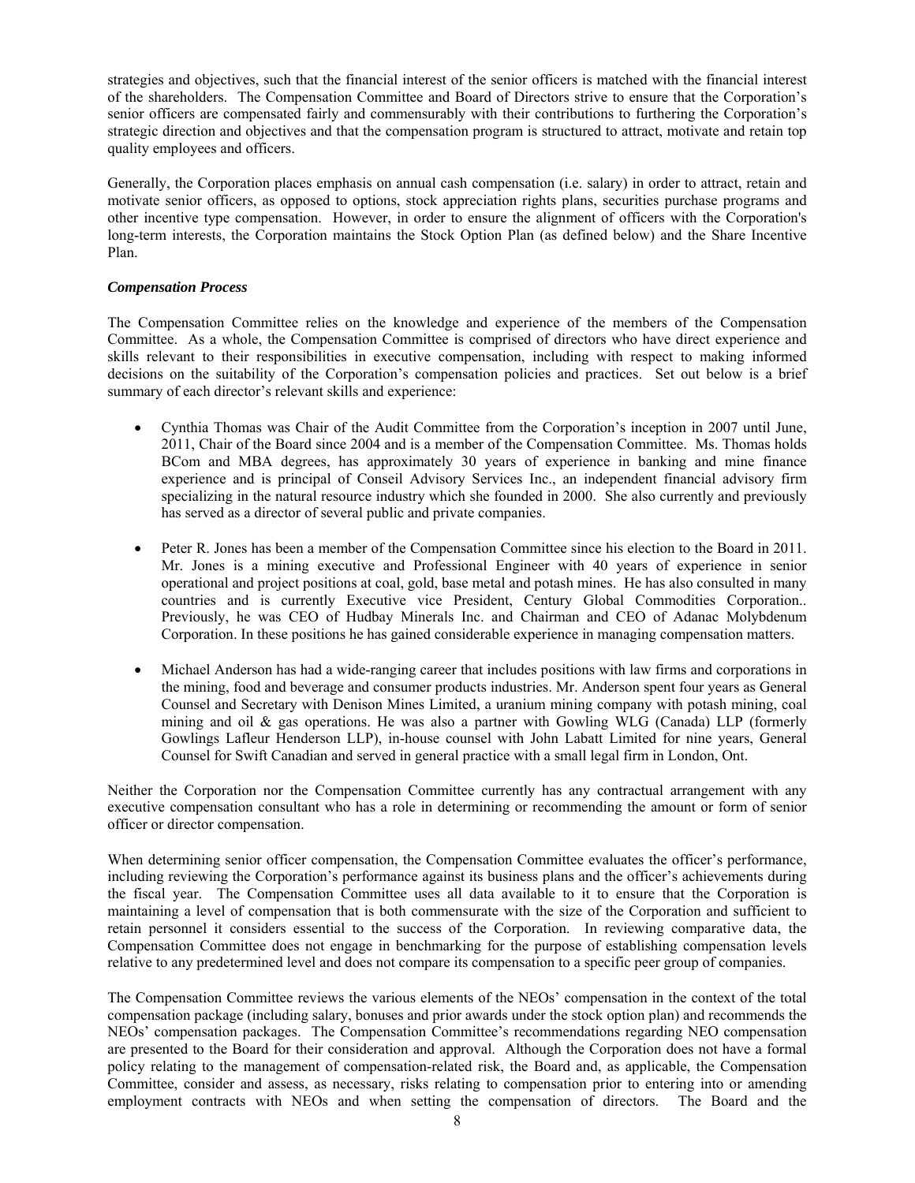strategies and objectives, such that the financial interest of the senior officers is matched with the financial interest of the shareholders. The Compensation Committee and Board of Directors strive to ensure that the Corporation's senior officers are compensated fairly and commensurably with their contributions to furthering the Corporation's strategic direction and objectives and that the compensation program is structured to attract, motivate and retain top quality employees and officers.

Generally, the Corporation places emphasis on annual cash compensation (i.e. salary) in order to attract, retain and motivate senior officers, as opposed to options, stock appreciation rights plans, securities purchase programs and other incentive type compensation. However, in order to ensure the alignment of officers with the Corporation's long-term interests, the Corporation maintains the Stock Option Plan (as defined below) and the Share Incentive Plan.

***Compensation Process***

The Compensation Committee relies on the knowledge and experience of the members of the Compensation Committee. As a whole, the Compensation Committee is comprised of directors who have direct experience and skills relevant to their responsibilities in executive compensation, including with respect to making informed decisions on the suitability of the Corporation's compensation policies and practices. Set out below is a brief summary of each director's relevant skills and experience:

- Cynthia Thomas was Chair of the Audit Committee from the Corporation's inception in 2007 until June, 2011, Chair of the Board since 2004 and is a member of the Compensation Committee. Ms. Thomas holds BCom and MBA degrees, has approximately 30 years of experience in banking and mine finance experience and is principal of Conseil Advisory Services Inc., an independent financial advisory firm specializing in the natural resource industry which she founded in 2000. She also currently and previously has served as a director of several public and private companies.

- Peter R. Jones has been a member of the Compensation Committee since his election to the Board in 2011. Mr. Jones is a mining executive and Professional Engineer with 40 years of experience in senior operational and project positions at coal, gold, base metal and potash mines. He has also consulted in many countries and is currently Executive vice President, Century Global Commodities Corporation.. Previously, he was CEO of Hudbay Minerals Inc. and Chairman and CEO of Adanac Molybdenum Corporation. In these positions he has gained considerable experience in managing compensation matters.

- Michael Anderson has had a wide-ranging career that includes positions with law firms and corporations in the mining, food and beverage and consumer products industries. Mr. Anderson spent four years as General Counsel and Secretary with Denison Mines Limited, a uranium mining company with potash mining, coal mining and oil & gas operations. He was also a partner with Gowling WLG (Canada) LLP (formerly Gowlings Lafleur Henderson LLP), in-house counsel with John Labatt Limited for nine years, General Counsel for Swift Canadian and served in general practice with a small legal firm in London, Ont.

Neither the Corporation nor the Compensation Committee currently has any contractual arrangement with any executive compensation consultant who has a role in determining or recommending the amount or form of senior officer or director compensation.

When determining senior officer compensation, the Compensation Committee evaluates the officer's performance, including reviewing the Corporation's performance against its business plans and the officer's achievements during the fiscal year. The Compensation Committee uses all data available to it to ensure that the Corporation is maintaining a level of compensation that is both commensurate with the size of the Corporation and sufficient to retain personnel it considers essential to the success of the Corporation. In reviewing comparative data, the Compensation Committee does not engage in benchmarking for the purpose of establishing compensation levels relative to any predetermined level and does not compare its compensation to a specific peer group of companies.

The Compensation Committee reviews the various elements of the NEOs' compensation in the context of the total compensation package (including salary, bonuses and prior awards under the stock option plan) and recommends the NEOs' compensation packages. The Compensation Committee's recommendations regarding NEO compensation are presented to the Board for their consideration and approval. Although the Corporation does not have a formal policy relating to the management of compensation-related risk, the Board and, as applicable, the Compensation Committee, consider and assess, as necessary, risks relating to compensation prior to entering into or amending employment contracts with NEOs and when setting the compensation of directors. The Board and the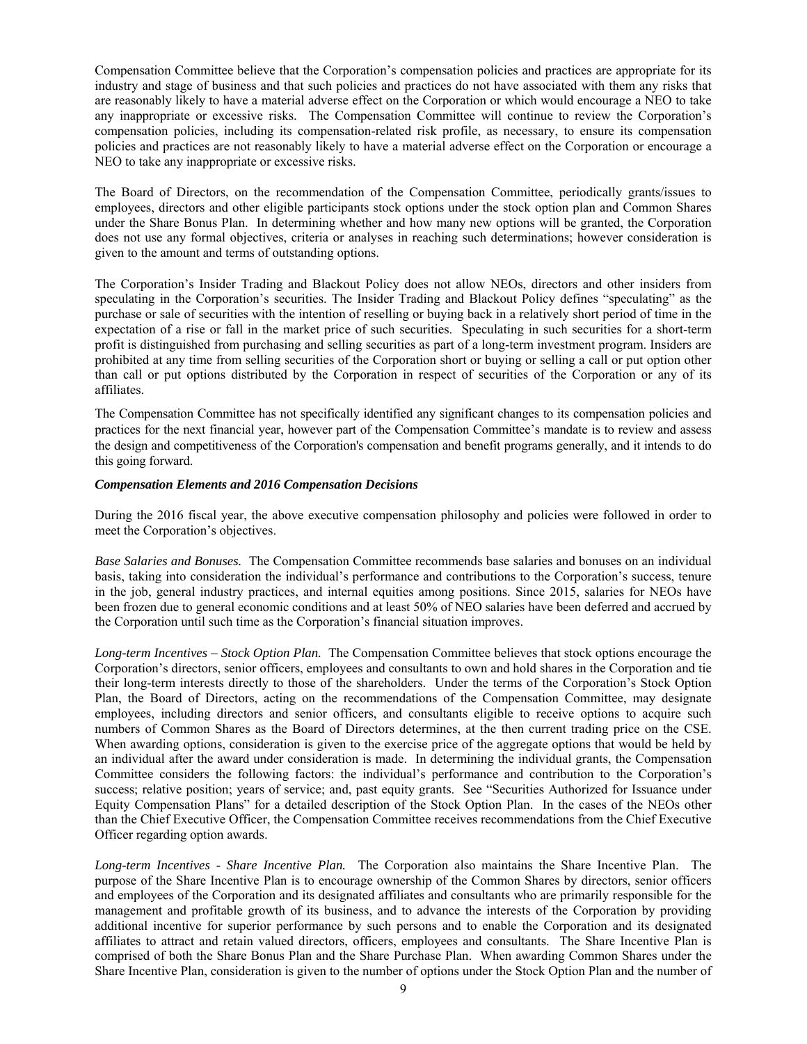Compensation Committee believe that the Corporation's compensation policies and practices are appropriate for its industry and stage of business and that such policies and practices do not have associated with them any risks that are reasonably likely to have a material adverse effect on the Corporation or which would encourage a NEO to take any inappropriate or excessive risks. The Compensation Committee will continue to review the Corporation's compensation policies, including its compensation-related risk profile, as necessary, to ensure its compensation policies and practices are not reasonably likely to have a material adverse effect on the Corporation or encourage a NEO to take any inappropriate or excessive risks.

The Board of Directors, on the recommendation of the Compensation Committee, periodically grants/issues to employees, directors and other eligible participants stock options under the stock option plan and Common Shares under the Share Bonus Plan. In determining whether and how many new options will be granted, the Corporation does not use any formal objectives, criteria or analyses in reaching such determinations; however consideration is given to the amount and terms of outstanding options.

The Corporation's Insider Trading and Blackout Policy does not allow NEOs, directors and other insiders from speculating in the Corporation's securities. The Insider Trading and Blackout Policy defines "speculating" as the purchase or sale of securities with the intention of reselling or buying back in a relatively short period of time in the expectation of a rise or fall in the market price of such securities. Speculating in such securities for a short-term profit is distinguished from purchasing and selling securities as part of a long-term investment program. Insiders are prohibited at any time from selling securities of the Corporation short or buying or selling a call or put option other than call or put options distributed by the Corporation in respect of securities of the Corporation or any of its affiliates.

The Compensation Committee has not specifically identified any significant changes to its compensation policies and practices for the next financial year, however part of the Compensation Committee's mandate is to review and assess the design and competitiveness of the Corporation's compensation and benefit programs generally, and it intends to do this going forward.

***Compensation Elements and 2016 Compensation Decisions***

During the 2016 fiscal year, the above executive compensation philosophy and policies were followed in order to meet the Corporation's objectives.

*Base Salaries and Bonuses.* The Compensation Committee recommends base salaries and bonuses on an individual basis, taking into consideration the individual's performance and contributions to the Corporation's success, tenure in the job, general industry practices, and internal equities among positions. Since 2015, salaries for NEOs have been frozen due to general economic conditions and at least 50% of NEO salaries have been deferred and accrued by the Corporation until such time as the Corporation's financial situation improves.

*Long-term Incentives – Stock Option Plan.* The Compensation Committee believes that stock options encourage the Corporation's directors, senior officers, employees and consultants to own and hold shares in the Corporation and tie their long-term interests directly to those of the shareholders. Under the terms of the Corporation's Stock Option Plan, the Board of Directors, acting on the recommendations of the Compensation Committee, may designate employees, including directors and senior officers, and consultants eligible to receive options to acquire such numbers of Common Shares as the Board of Directors determines, at the then current trading price on the CSE. When awarding options, consideration is given to the exercise price of the aggregate options that would be held by an individual after the award under consideration is made. In determining the individual grants, the Compensation Committee considers the following factors: the individual's performance and contribution to the Corporation's success; relative position; years of service; and, past equity grants. See "Securities Authorized for Issuance under Equity Compensation Plans" for a detailed description of the Stock Option Plan. In the cases of the NEOs other than the Chief Executive Officer, the Compensation Committee receives recommendations from the Chief Executive Officer regarding option awards.

*Long-term Incentives - Share Incentive Plan.* The Corporation also maintains the Share Incentive Plan. The purpose of the Share Incentive Plan is to encourage ownership of the Common Shares by directors, senior officers and employees of the Corporation and its designated affiliates and consultants who are primarily responsible for the management and profitable growth of its business, and to advance the interests of the Corporation by providing additional incentive for superior performance by such persons and to enable the Corporation and its designated affiliates to attract and retain valued directors, officers, employees and consultants. The Share Incentive Plan is comprised of both the Share Bonus Plan and the Share Purchase Plan. When awarding Common Shares under the Share Incentive Plan, consideration is given to the number of options under the Stock Option Plan and the number of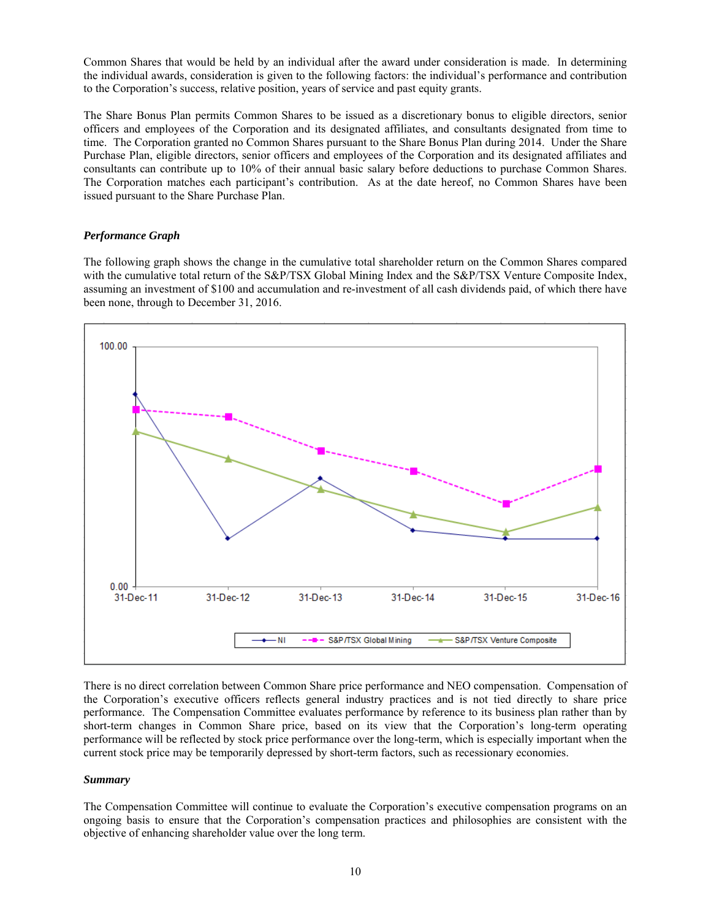Common Shares that would be held by an individual after the award under consideration is made. In determining the individual awards, consideration is given to the following factors: the individual's performance and contribution to the Corporation's success, relative position, years of service and past equity grants.

The Share Bonus Plan permits Common Shares to be issued as a discretionary bonus to eligible directors, senior officers and employees of the Corporation and its designated affiliates, and consultants designated from time to time. The Corporation granted no Common Shares pursuant to the Share Bonus Plan during 2014. Under the Share Purchase Plan, eligible directors, senior officers and employees of the Corporation and its designated affiliates and consultants can contribute up to 10% of their annual basic salary before deductions to purchase Common Shares. The Corporation matches each participant's contribution. As at the date hereof, no Common Shares have been issued pursuant to the Share Purchase Plan.

### *Performance Graph*

The following graph shows the change in the cumulative total shareholder return on the Common Shares compared with the cumulative total return of the S&P/TSX Global Mining Index and the S&P/TSX Venture Composite Index, assuming an investment of $100 and accumulation and re-investment of all cash dividends paid, of which there have been none, through to December 31, 2016.

There is no direct correlation between Common Share price performance and NEO compensation. Compensation of the Corporation's executive officers reflects general industry practices and is not tied directly to share price performance. The Compensation Committee evaluates performance by reference to its business plan rather than by short-term changes in Common Share price, based on its view that the Corporation's long-term operating performance will be reflected by stock price performance over the long-term, which is especially important when the current stock price may be temporarily depressed by short-term factors, such as recessionary economies.

### *Summary*

The Compensation Committee will continue to evaluate the Corporation's executive compensation programs on an ongoing basis to ensure that the Corporation's compensation practices and philosophies are consistent with the objective of enhancing shareholder value over the long term.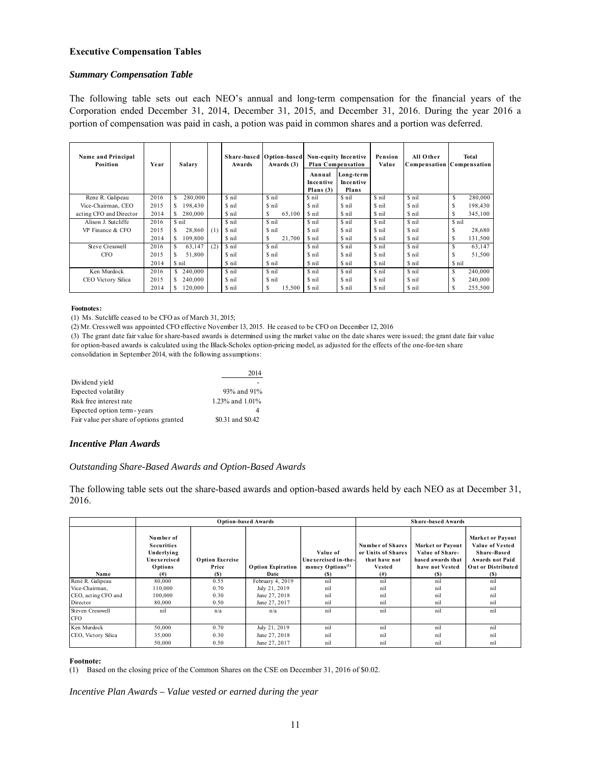**Executive Compensation Tables**

***Summary Compensation Table***

The following table sets out each NEO's annual and long-term compensation for the financial years of the Corporation ended December 31, 2014, December 31, 2015, and December 31, 2016. During the year 2016 a portion of compensation was paid in cash, a potion was paid in common shares and a portion was deferred.

| Name and Principal Position | Year | Salary | | Share-based Awards | Option-based Awards (3) | Non-equity Incentive Plan Compensation | | Pension Value | All Other Compensation | Total Compensation |
|---|---|---|---|---|---|---|---|---|---|---|
| | | | | | | Annual Incentive Plans (3) | Long-term Incentive Plans | | | |
| Rene R. Galipeau | 2016 | $ 280,000 | | $ nil | $ nil | $ nil | $ nil | $ nil | $ nil | $ 280,000 |
| Vice-Chairman, CEO | 2015 | $ 198,430 | | $ nil | $ nil | $ nil | $ nil | $ nil | $ nil | $ 198,430 |
| acting CFO and Director | 2014 | $ 280,000 | | $ nil | $ 65,100 | $ nil | $ nil | $ nil | $ nil | $ 345,100 |
| Alison J. Sutcliffe | 2016 | $ nil | | $ nil | $ nil | $ nil | $ nil | $ nil | $ nil | $ nil |
| VP Finance & CFO | 2015 | $ 28,860 | (1) | $ nil | $ nil | $ nil | $ nil | $ nil | $ nil | $ 28,680 |
| | 2014 | $ 109,800 | | $ nil | $ 21,700 | $ nil | $ nil | $ nil | $ nil | $ 131,500 |
| Steve Cresswell | 2016 | $ 63,147 | (2) | $ nil | $ nil | $ nil | $ nil | $ nil | $ nil | $ 63,147 |
| CFO | 2015 | $ 51,800 | | $ nil | $ nil | $ nil | $ nil | $ nil | $ nil | $ 51,500 |
| | 2014 | $ nil | | $ nil | $ nil | $ nil | $ nil | $ nil | $ nil | $ nil |
| Ken Murdock | 2016 | $ 240,000 | | $ nil | $ nil | $ nil | $ nil | $ nil | $ nil | $ 240,000 |
| CEO Victory Silica | 2015 | $ 240,000 | | $ nil | $ nil | $ nil | $ nil | $ nil | $ nil | $ 240,000 |
| | 2014 | $ 120,000 | | $ nil | $ 15,500 | $ nil | $ nil | $ nil | $ nil | $ 255,500 |

**Footnotes:**

(1) Ms. Sutcliffe ceased to be CFO as of March 31, 2015;

(2) Mr. Cresswell was appointed CFO effective November 13, 2015. He ceased to be CFO on December 12, 2016

(3) The grant date fair value for share-based awards is determined using the market value on the date shares were issued; the grant date fair value for option-based awards is calculated using the Black-Scholes option-pricing model, as adjusted for the effects of the one-for-ten share consolidation in September 2014, with the following assumptions:

| | 2014 |
|---|---|
| Dividend yield | - |
| Expected volatility | 93% and 91% |
| Risk free interest rate | 1.23% and 1.01% |
| Expected option term - years | 4 |
| Fair value per share of options granted | $0.31 and $0.42 |

## *Incentive Plan Awards*

*Outstanding Share-Based Awards and Option-Based Awards*

The following table sets out the share-based awards and option-based awards held by each NEO as at December 31, 2016.

| | Option-based Awards | | | | Share-based Awards | | |
|---|---|---|---|---|---|---|---|
| Name | Number of Securities Underlying Unexercised Options (#) | Option Exercise Price ($) | Option Expiration Date | Value of Unexercised in-the-money Options[(1)] ($) | Number of Shares or Units of Shares that have not Vested (#) | Market or Payout Value of Share-based awards that have not Vested ($) | Market or Payout Value of Vested Share-Based Awards not Paid Out or Distributed ($) |
| René R. Galipeau | 80,000 | 0.55 | February 4, 2019 | nil | nil | nil | nil |
| Vice-Chairman, | 110,000 | 0.70 | July 21, 2019 | nil | nil | nil | nil |
| CEO, acting CFO and | 100,000 | 0.30 | June 27, 2018 | nil | nil | nil | nil |
| Director | 80,000 | 0.50 | June 27, 2017 | nil | nil | nil | nil |
| Steven Cresswell CFO | nil | n/a | n/a | nil | nil | nil | nil |
| Ken Murdock | 50,000 | 0.70 | July 21, 2019 | nil | nil | nil | nil |
| CEO, Victory Silica | 35,000 | 0.30 | June 27, 2018 | nil | nil | nil | nil |
| | 50,000 | 0.50 | June 27, 2017 | nil | nil | nil | nil |

**Footnote:**

(1) Based on the closing price of the Common Shares on the CSE on December 31, 2016 of $0.02.

*Incentive Plan Awards – Value vested or earned during the year*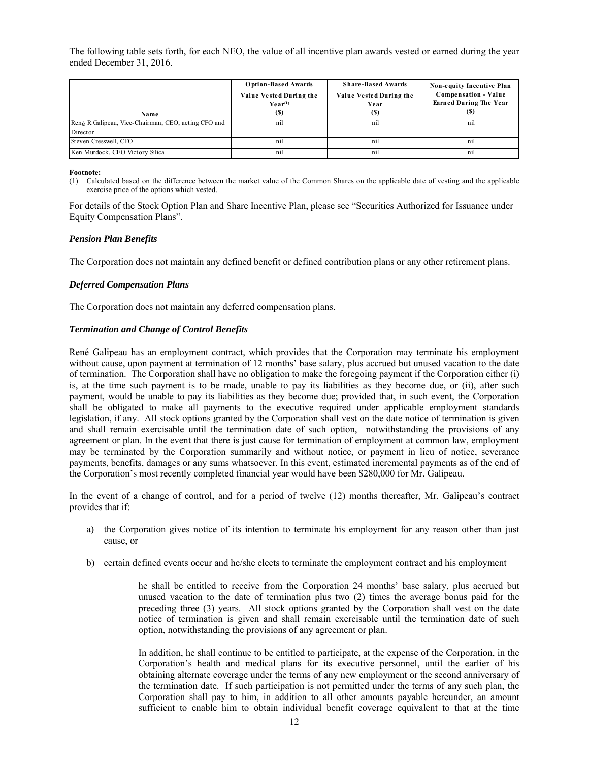The following table sets forth, for each NEO, the value of all incentive plan awards vested or earned during the year ended December 31, 2016.

| Name | Option-Based Awards Value Vested During the Year[(1)] ($) | Share-Based Awards Value Vested During the Year ($) | Non-equity Incentive Plan Compensation - Value Earned During The Year ($) |
|---|---|---|---|
| René R Galipeau, Vice-Chairman, CEO, acting CFO and Director | nil | nil | nil |
| Steven Cresswell, CFO | nil | nil | nil |
| Ken Murdock, CEO Victory Silica | nil | nil | nil |

**Footnote:**

(1) Calculated based on the difference between the market value of the Common Shares on the applicable date of vesting and the applicable exercise price of the options which vested.

For details of the Stock Option Plan and Share Incentive Plan, please see "Securities Authorized for Issuance under Equity Compensation Plans".

### *Pension Plan Benefits*

The Corporation does not maintain any defined benefit or defined contribution plans or any other retirement plans.

### *Deferred Compensation Plans*

The Corporation does not maintain any deferred compensation plans.

### *Termination and Change of Control Benefits*

René Galipeau has an employment contract, which provides that the Corporation may terminate his employment without cause, upon payment at termination of 12 months' base salary, plus accrued but unused vacation to the date of termination. The Corporation shall have no obligation to make the foregoing payment if the Corporation either (i) is, at the time such payment is to be made, unable to pay its liabilities as they become due, or (ii), after such payment, would be unable to pay its liabilities as they become due; provided that, in such event, the Corporation shall be obligated to make all payments to the executive required under applicable employment standards legislation, if any. All stock options granted by the Corporation shall vest on the date notice of termination is given and shall remain exercisable until the termination date of such option, notwithstanding the provisions of any agreement or plan. In the event that there is just cause for termination of employment at common law, employment may be terminated by the Corporation summarily and without notice, or payment in lieu of notice, severance payments, benefits, damages or any sums whatsoever. In this event, estimated incremental payments as of the end of the Corporation's most recently completed financial year would have been $280,000 for Mr. Galipeau.

In the event of a change of control, and for a period of twelve (12) months thereafter, Mr. Galipeau's contract provides that if:

a) the Corporation gives notice of its intention to terminate his employment for any reason other than just cause, or

b) certain defined events occur and he/she elects to terminate the employment contract and his employment

> he shall be entitled to receive from the Corporation 24 months' base salary, plus accrued but unused vacation to the date of termination plus two (2) times the average bonus paid for the preceding three (3) years. All stock options granted by the Corporation shall vest on the date notice of termination is given and shall remain exercisable until the termination date of such option, notwithstanding the provisions of any agreement or plan.
>
> In addition, he shall continue to be entitled to participate, at the expense of the Corporation, in the Corporation's health and medical plans for its executive personnel, until the earlier of his obtaining alternate coverage under the terms of any new employment or the second anniversary of the termination date. If such participation is not permitted under the terms of any such plan, the Corporation shall pay to him, in addition to all other amounts payable hereunder, an amount sufficient to enable him to obtain individual benefit coverage equivalent to that at the time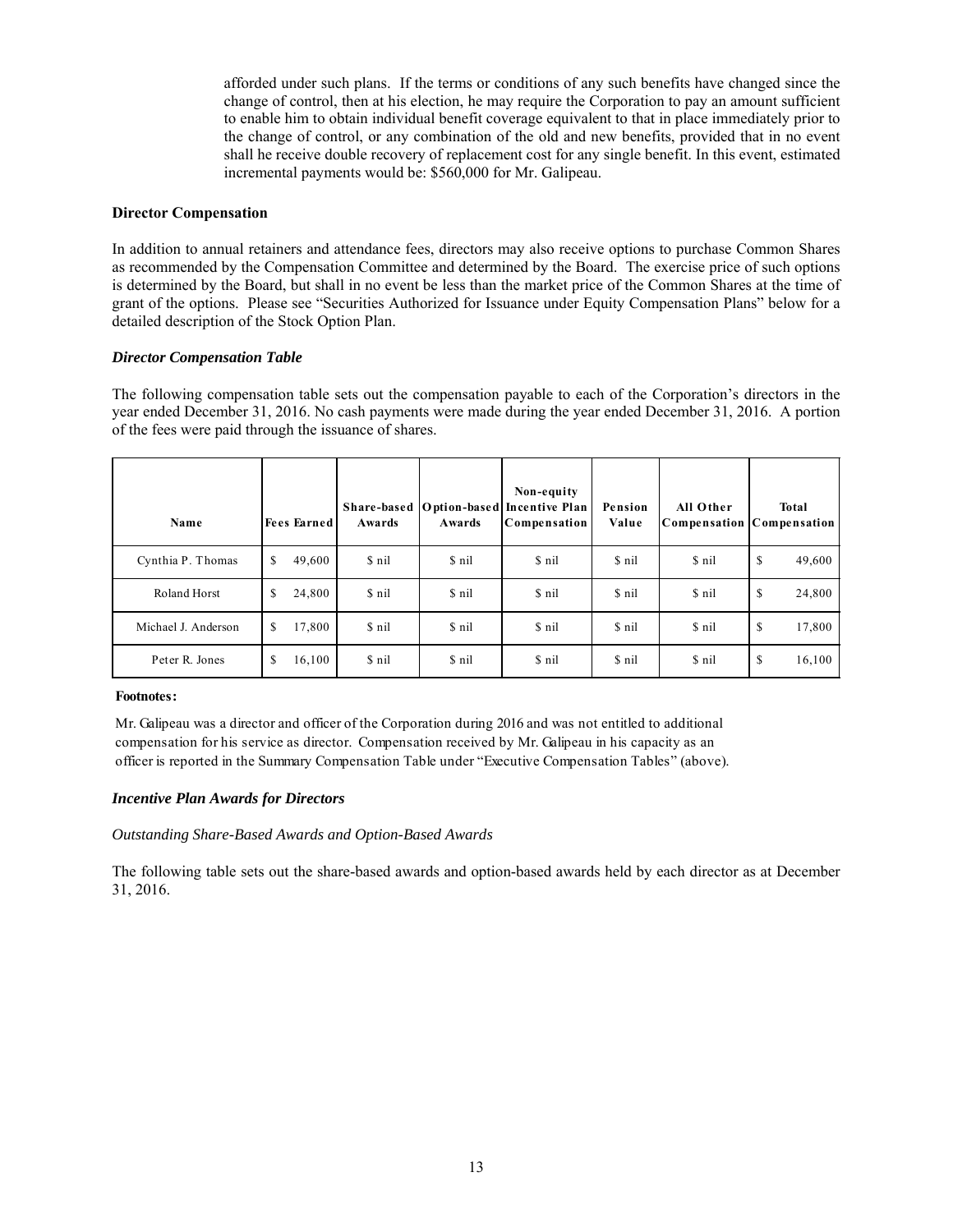afforded under such plans. If the terms or conditions of any such benefits have changed since the change of control, then at his election, he may require the Corporation to pay an amount sufficient to enable him to obtain individual benefit coverage equivalent to that in place immediately prior to the change of control, or any combination of the old and new benefits, provided that in no event shall he receive double recovery of replacement cost for any single benefit. In this event, estimated incremental payments would be: $560,000 for Mr. Galipeau.

**Director Compensation**

In addition to annual retainers and attendance fees, directors may also receive options to purchase Common Shares as recommended by the Compensation Committee and determined by the Board. The exercise price of such options is determined by the Board, but shall in no event be less than the market price of the Common Shares at the time of grant of the options. Please see "Securities Authorized for Issuance under Equity Compensation Plans" below for a detailed description of the Stock Option Plan.

***Director Compensation Table***

The following compensation table sets out the compensation payable to each of the Corporation's directors in the year ended December 31, 2016. No cash payments were made during the year ended December 31, 2016. A portion of the fees were paid through the issuance of shares.

| Name | Fees Earned | Share-based Awards | Option-based Awards | Non-equity Incentive Plan Compensation | Pension Value | All Other Compensation | Total Compensation |
|---|---|---|---|---|---|---|---|
| Cynthia P. Thomas | $ 49,600 | $ nil | $ nil | $ nil | $ nil | $ nil | $ 49,600 |
| Roland Horst | $ 24,800 | $ nil | $ nil | $ nil | $ nil | $ nil | $ 24,800 |
| Michael J. Anderson | $ 17,800 | $ nil | $ nil | $ nil | $ nil | $ nil | $ 17,800 |
| Peter R. Jones | $ 16,100 | $ nil | $ nil | $ nil | $ nil | $ nil | $ 16,100 |

**Footnotes:**

Mr. Galipeau was a director and officer of the Corporation during 2016 and was not entitled to additional compensation for his service as director. Compensation received by Mr. Galipeau in his capacity as an officer is reported in the Summary Compensation Table under "Executive Compensation Tables" (above).

***Incentive Plan Awards for Directors***

*Outstanding Share-Based Awards and Option-Based Awards*

The following table sets out the share-based awards and option-based awards held by each director as at December 31, 2016.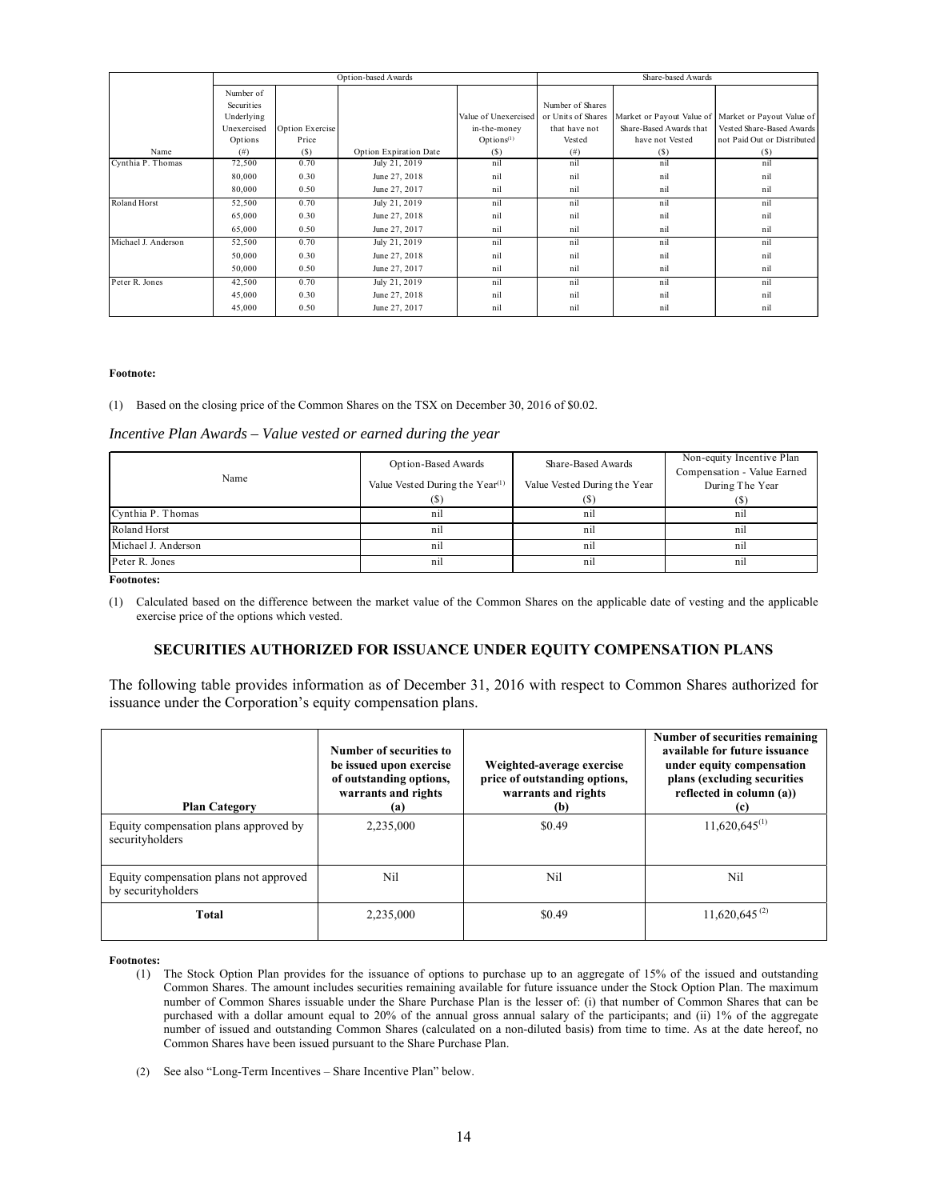| Name | Option-based Awards | | | | Share-based Awards | | |
|---|---|---|---|---|---|---|---|
| | Number of Securities Underlying Unexercised Options (#) | Option Exercise Price ($) | Option Expiration Date | Value of Unexercised in-the-money Options[(1)] ($) | Number of Shares or Units of Shares that have not Vested (#) | Market or Payout Value of Share-Based Awards that have not Vested ($) | Market or Payout Value of Vested Share-Based Awards not Paid Out or Distributed ($) |
| Cynthia P. Thomas | 72,500 | 0.70 | July 21, 2019 | nil | nil | nil | nil |
| | 80,000 | 0.30 | June 27, 2018 | nil | nil | nil | nil |
| | 80,000 | 0.50 | June 27, 2017 | nil | nil | nil | nil |
| Roland Horst | 52,500 | 0.70 | July 21, 2019 | nil | nil | nil | nil |
| | 65,000 | 0.30 | June 27, 2018 | nil | nil | nil | nil |
| | 65,000 | 0.50 | June 27, 2017 | nil | nil | nil | nil |
| Michael J. Anderson | 52,500 | 0.70 | July 21, 2019 | nil | nil | nil | nil |
| | 50,000 | 0.30 | June 27, 2018 | nil | nil | nil | nil |
| | 50,000 | 0.50 | June 27, 2017 | nil | nil | nil | nil |
| Peter R. Jones | 42,500 | 0.70 | July 21, 2019 | nil | nil | nil | nil |
| | 45,000 | 0.30 | June 27, 2018 | nil | nil | nil | nil |
| | 45,000 | 0.50 | June 27, 2017 | nil | nil | nil | nil |

**Footnote:**

(1) Based on the closing price of the Common Shares on the TSX on December 30, 2016 of $0.02.

*Incentive Plan Awards – Value vested or earned during the year*

| Name | Option-Based Awards Value Vested During the Year[(1)] ($) | Share-Based Awards Value Vested During the Year ($) | Non-equity Incentive Plan Compensation - Value Earned During The Year ($) |
|---|---|---|---|
| Cynthia P. Thomas | nil | nil | nil |
| Roland Horst | nil | nil | nil |
| Michael J. Anderson | nil | nil | nil |
| Peter R. Jones | nil | nil | nil |

**Footnotes:**

(1) Calculated based on the difference between the market value of the Common Shares on the applicable date of vesting and the applicable exercise price of the options which vested.

## SECURITIES AUTHORIZED FOR ISSUANCE UNDER EQUITY COMPENSATION PLANS

The following table provides information as of December 31, 2016 with respect to Common Shares authorized for issuance under the Corporation's equity compensation plans.

| Plan Category | Number of securities to be issued upon exercise of outstanding options, warrants and rights (a) | Weighted-average exercise price of outstanding options, warrants and rights (b) | Number of securities remaining available for future issuance under equity compensation plans (excluding securities reflected in column (a)) (c) |
|---|---|---|---|
| Equity compensation plans approved by securityholders | 2,235,000 | $0.49 | 11,620,645[(1)] |
| Equity compensation plans not approved by securityholders | Nil | Nil | Nil |
| **Total** | 2,235,000 | $0.49 | 11,620,645[(2)] |

**Footnotes:**

(1) The Stock Option Plan provides for the issuance of options to purchase up to an aggregate of 15% of the issued and outstanding Common Shares. The amount includes securities remaining available for future issuance under the Stock Option Plan. The maximum number of Common Shares issuable under the Share Purchase Plan is the lesser of: (i) that number of Common Shares that can be purchased with a dollar amount equal to 20% of the annual gross annual salary of the participants; and (ii) 1% of the aggregate number of issued and outstanding Common Shares (calculated on a non-diluted basis) from time to time. As at the date hereof, no Common Shares have been issued pursuant to the Share Purchase Plan.

(2) See also "Long-Term Incentives – Share Incentive Plan" below.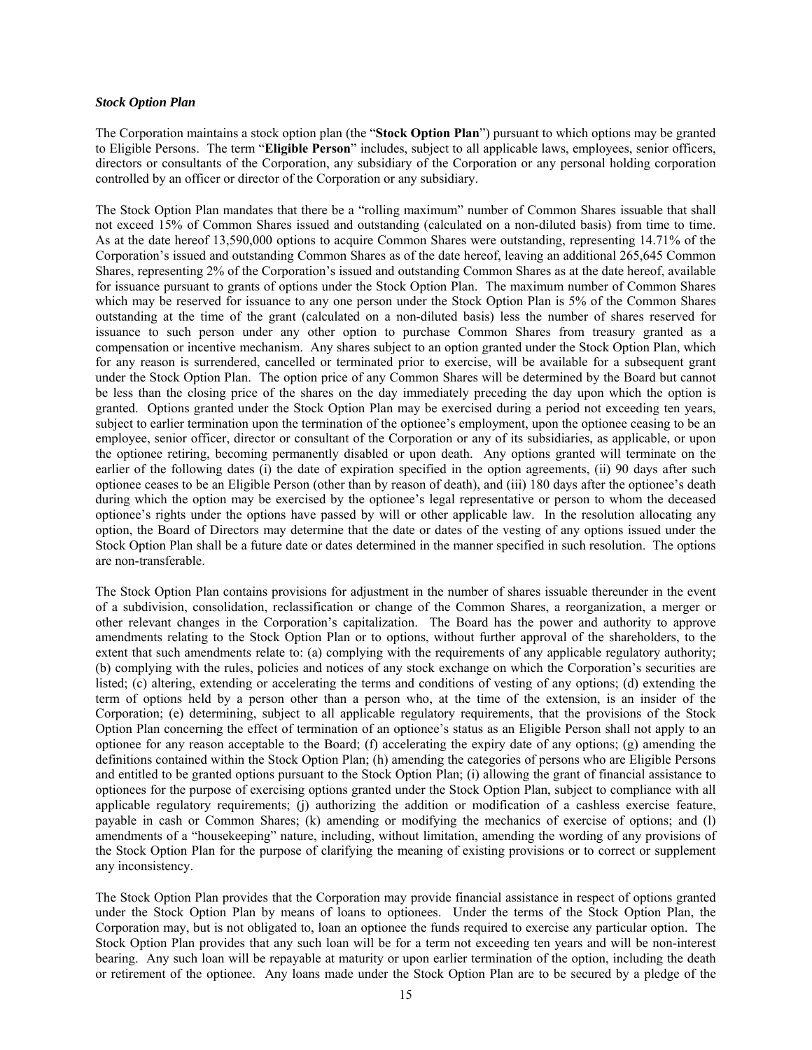***Stock Option Plan***

The Corporation maintains a stock option plan (the "**Stock Option Plan**") pursuant to which options may be granted to Eligible Persons. The term "**Eligible Person**" includes, subject to all applicable laws, employees, senior officers, directors or consultants of the Corporation, any subsidiary of the Corporation or any personal holding corporation controlled by an officer or director of the Corporation or any subsidiary.

The Stock Option Plan mandates that there be a "rolling maximum" number of Common Shares issuable that shall not exceed 15% of Common Shares issued and outstanding (calculated on a non-diluted basis) from time to time. As at the date hereof 13,590,000 options to acquire Common Shares were outstanding, representing 14.71% of the Corporation's issued and outstanding Common Shares as of the date hereof, leaving an additional 265,645 Common Shares, representing 2% of the Corporation's issued and outstanding Common Shares as at the date hereof, available for issuance pursuant to grants of options under the Stock Option Plan. The maximum number of Common Shares which may be reserved for issuance to any one person under the Stock Option Plan is 5% of the Common Shares outstanding at the time of the grant (calculated on a non-diluted basis) less the number of shares reserved for issuance to such person under any other option to purchase Common Shares from treasury granted as a compensation or incentive mechanism. Any shares subject to an option granted under the Stock Option Plan, which for any reason is surrendered, cancelled or terminated prior to exercise, will be available for a subsequent grant under the Stock Option Plan. The option price of any Common Shares will be determined by the Board but cannot be less than the closing price of the shares on the day immediately preceding the day upon which the option is granted. Options granted under the Stock Option Plan may be exercised during a period not exceeding ten years, subject to earlier termination upon the termination of the optionee's employment, upon the optionee ceasing to be an employee, senior officer, director or consultant of the Corporation or any of its subsidiaries, as applicable, or upon the optionee retiring, becoming permanently disabled or upon death. Any options granted will terminate on the earlier of the following dates (i) the date of expiration specified in the option agreements, (ii) 90 days after such optionee ceases to be an Eligible Person (other than by reason of death), and (iii) 180 days after the optionee's death during which the option may be exercised by the optionee's legal representative or person to whom the deceased optionee's rights under the options have passed by will or other applicable law. In the resolution allocating any option, the Board of Directors may determine that the date or dates of the vesting of any options issued under the Stock Option Plan shall be a future date or dates determined in the manner specified in such resolution. The options are non-transferable.

The Stock Option Plan contains provisions for adjustment in the number of shares issuable thereunder in the event of a subdivision, consolidation, reclassification or change of the Common Shares, a reorganization, a merger or other relevant changes in the Corporation's capitalization. The Board has the power and authority to approve amendments relating to the Stock Option Plan or to options, without further approval of the shareholders, to the extent that such amendments relate to: (a) complying with the requirements of any applicable regulatory authority; (b) complying with the rules, policies and notices of any stock exchange on which the Corporation's securities are listed; (c) altering, extending or accelerating the terms and conditions of vesting of any options; (d) extending the term of options held by a person other than a person who, at the time of the extension, is an insider of the Corporation; (e) determining, subject to all applicable regulatory requirements, that the provisions of the Stock Option Plan concerning the effect of termination of an optionee's status as an Eligible Person shall not apply to an optionee for any reason acceptable to the Board; (f) accelerating the expiry date of any options; (g) amending the definitions contained within the Stock Option Plan; (h) amending the categories of persons who are Eligible Persons and entitled to be granted options pursuant to the Stock Option Plan; (i) allowing the grant of financial assistance to optionees for the purpose of exercising options granted under the Stock Option Plan, subject to compliance with all applicable regulatory requirements; (j) authorizing the addition or modification of a cashless exercise feature, payable in cash or Common Shares; (k) amending or modifying the mechanics of exercise of options; and (l) amendments of a "housekeeping" nature, including, without limitation, amending the wording of any provisions of the Stock Option Plan for the purpose of clarifying the meaning of existing provisions or to correct or supplement any inconsistency.

The Stock Option Plan provides that the Corporation may provide financial assistance in respect of options granted under the Stock Option Plan by means of loans to optionees. Under the terms of the Stock Option Plan, the Corporation may, but is not obligated to, loan an optionee the funds required to exercise any particular option. The Stock Option Plan provides that any such loan will be for a term not exceeding ten years and will be non-interest bearing. Any such loan will be repayable at maturity or upon earlier termination of the option, including the death or retirement of the optionee. Any loans made under the Stock Option Plan are to be secured by a pledge of the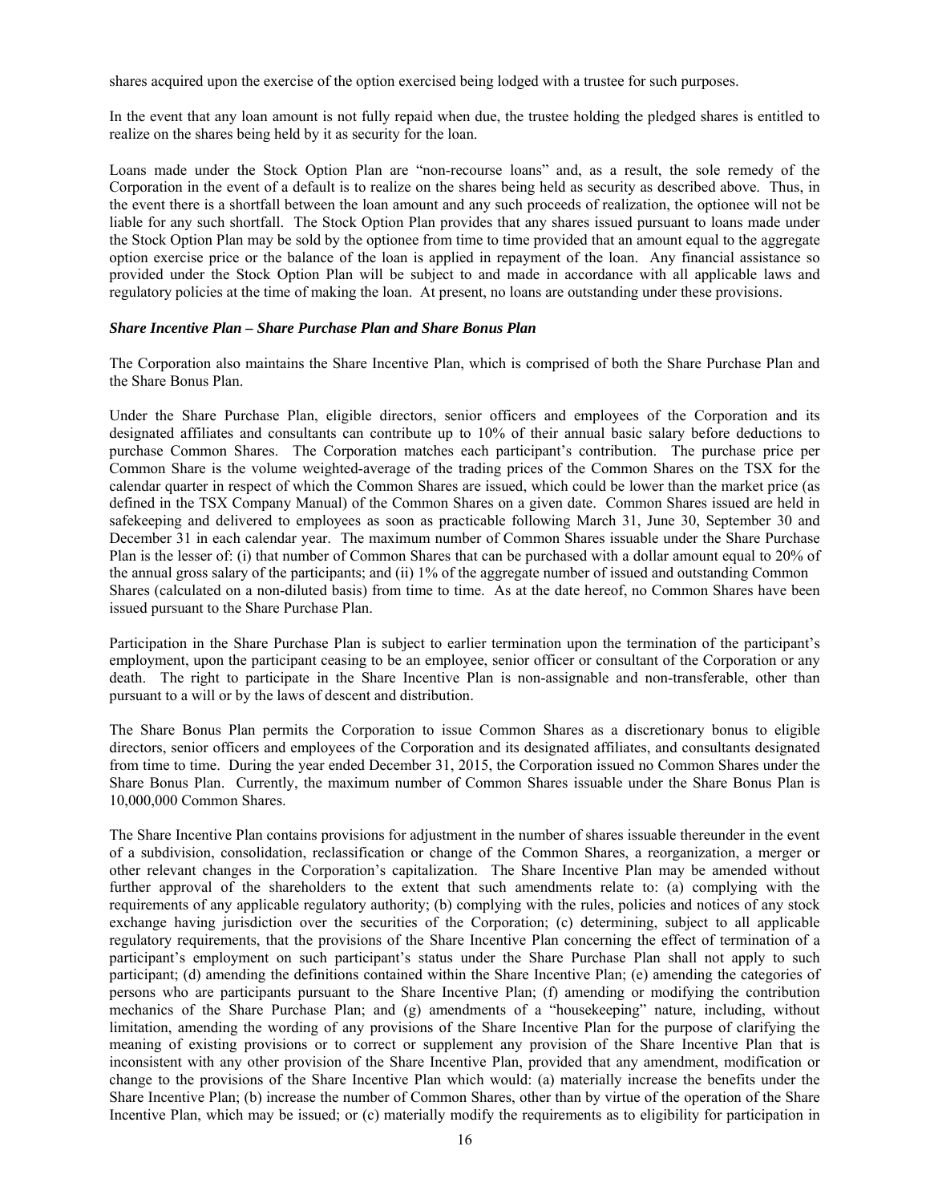shares acquired upon the exercise of the option exercised being lodged with a trustee for such purposes.

In the event that any loan amount is not fully repaid when due, the trustee holding the pledged shares is entitled to realize on the shares being held by it as security for the loan.

Loans made under the Stock Option Plan are "non-recourse loans" and, as a result, the sole remedy of the Corporation in the event of a default is to realize on the shares being held as security as described above. Thus, in the event there is a shortfall between the loan amount and any such proceeds of realization, the optionee will not be liable for any such shortfall. The Stock Option Plan provides that any shares issued pursuant to loans made under the Stock Option Plan may be sold by the optionee from time to time provided that an amount equal to the aggregate option exercise price or the balance of the loan is applied in repayment of the loan. Any financial assistance so provided under the Stock Option Plan will be subject to and made in accordance with all applicable laws and regulatory policies at the time of making the loan. At present, no loans are outstanding under these provisions.

***Share Incentive Plan – Share Purchase Plan and Share Bonus Plan***

The Corporation also maintains the Share Incentive Plan, which is comprised of both the Share Purchase Plan and the Share Bonus Plan.

Under the Share Purchase Plan, eligible directors, senior officers and employees of the Corporation and its designated affiliates and consultants can contribute up to 10% of their annual basic salary before deductions to purchase Common Shares. The Corporation matches each participant's contribution. The purchase price per Common Share is the volume weighted-average of the trading prices of the Common Shares on the TSX for the calendar quarter in respect of which the Common Shares are issued, which could be lower than the market price (as defined in the TSX Company Manual) of the Common Shares on a given date. Common Shares issued are held in safekeeping and delivered to employees as soon as practicable following March 31, June 30, September 30 and December 31 in each calendar year. The maximum number of Common Shares issuable under the Share Purchase Plan is the lesser of: (i) that number of Common Shares that can be purchased with a dollar amount equal to 20% of the annual gross salary of the participants; and (ii) 1% of the aggregate number of issued and outstanding Common Shares (calculated on a non-diluted basis) from time to time. As at the date hereof, no Common Shares have been issued pursuant to the Share Purchase Plan.

Participation in the Share Purchase Plan is subject to earlier termination upon the termination of the participant's employment, upon the participant ceasing to be an employee, senior officer or consultant of the Corporation or any death. The right to participate in the Share Incentive Plan is non-assignable and non-transferable, other than pursuant to a will or by the laws of descent and distribution.

The Share Bonus Plan permits the Corporation to issue Common Shares as a discretionary bonus to eligible directors, senior officers and employees of the Corporation and its designated affiliates, and consultants designated from time to time. During the year ended December 31, 2015, the Corporation issued no Common Shares under the Share Bonus Plan. Currently, the maximum number of Common Shares issuable under the Share Bonus Plan is 10,000,000 Common Shares.

The Share Incentive Plan contains provisions for adjustment in the number of shares issuable thereunder in the event of a subdivision, consolidation, reclassification or change of the Common Shares, a reorganization, a merger or other relevant changes in the Corporation's capitalization. The Share Incentive Plan may be amended without further approval of the shareholders to the extent that such amendments relate to: (a) complying with the requirements of any applicable regulatory authority; (b) complying with the rules, policies and notices of any stock exchange having jurisdiction over the securities of the Corporation; (c) determining, subject to all applicable regulatory requirements, that the provisions of the Share Incentive Plan concerning the effect of termination of a participant's employment on such participant's status under the Share Purchase Plan shall not apply to such participant; (d) amending the definitions contained within the Share Incentive Plan; (e) amending the categories of persons who are participants pursuant to the Share Incentive Plan; (f) amending or modifying the contribution mechanics of the Share Purchase Plan; and (g) amendments of a "housekeeping" nature, including, without limitation, amending the wording of any provisions of the Share Incentive Plan for the purpose of clarifying the meaning of existing provisions or to correct or supplement any provision of the Share Incentive Plan that is inconsistent with any other provision of the Share Incentive Plan, provided that any amendment, modification or change to the provisions of the Share Incentive Plan which would: (a) materially increase the benefits under the Share Incentive Plan; (b) increase the number of Common Shares, other than by virtue of the operation of the Share Incentive Plan, which may be issued; or (c) materially modify the requirements as to eligibility for participation in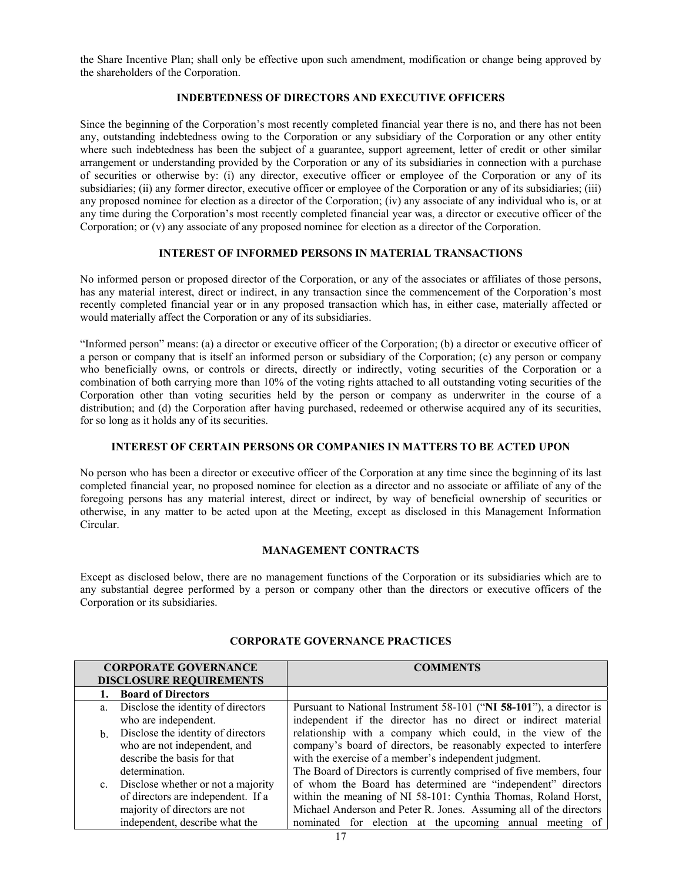the Share Incentive Plan; shall only be effective upon such amendment, modification or change being approved by the shareholders of the Corporation.

## INDEBTEDNESS OF DIRECTORS AND EXECUTIVE OFFICERS

Since the beginning of the Corporation's most recently completed financial year there is no, and there has not been any, outstanding indebtedness owing to the Corporation or any subsidiary of the Corporation or any other entity where such indebtedness has been the subject of a guarantee, support agreement, letter of credit or other similar arrangement or understanding provided by the Corporation or any of its subsidiaries in connection with a purchase of securities or otherwise by: (i) any director, executive officer or employee of the Corporation or any of its subsidiaries; (ii) any former director, executive officer or employee of the Corporation or any of its subsidiaries; (iii) any proposed nominee for election as a director of the Corporation; (iv) any associate of any individual who is, or at any time during the Corporation's most recently completed financial year was, a director or executive officer of the Corporation; or (v) any associate of any proposed nominee for election as a director of the Corporation.

## INTEREST OF INFORMED PERSONS IN MATERIAL TRANSACTIONS

No informed person or proposed director of the Corporation, or any of the associates or affiliates of those persons, has any material interest, direct or indirect, in any transaction since the commencement of the Corporation's most recently completed financial year or in any proposed transaction which has, in either case, materially affected or would materially affect the Corporation or any of its subsidiaries.

"Informed person" means: (a) a director or executive officer of the Corporation; (b) a director or executive officer of a person or company that is itself an informed person or subsidiary of the Corporation; (c) any person or company who beneficially owns, or controls or directs, directly or indirectly, voting securities of the Corporation or a combination of both carrying more than 10% of the voting rights attached to all outstanding voting securities of the Corporation other than voting securities held by the person or company as underwriter in the course of a distribution; and (d) the Corporation after having purchased, redeemed or otherwise acquired any of its securities, for so long as it holds any of its securities.

## INTEREST OF CERTAIN PERSONS OR COMPANIES IN MATTERS TO BE ACTED UPON

No person who has been a director or executive officer of the Corporation at any time since the beginning of its last completed financial year, no proposed nominee for election as a director and no associate or affiliate of any of the foregoing persons has any material interest, direct or indirect, by way of beneficial ownership of securities or otherwise, in any matter to be acted upon at the Meeting, except as disclosed in this Management Information Circular.

## MANAGEMENT CONTRACTS

Except as disclosed below, there are no management functions of the Corporation or its subsidiaries which are to any substantial degree performed by a person or company other than the directors or executive officers of the Corporation or its subsidiaries.

## CORPORATE GOVERNANCE PRACTICES

| CORPORATE GOVERNANCE DISCLOSURE REQUIREMENTS | COMMENTS |
|---|---|
| **1. Board of Directors** | |
| a. Disclose the identity of directors who are independent.<br>b. Disclose the identity of directors who are not independent, and describe the basis for that determination.<br>c. Disclose whether or not a majority of directors are independent. If a majority of directors are not independent, describe what the | Pursuant to National Instrument 58-101 ("**NI 58-101**"), a director is independent if the director has no direct or indirect material relationship with a company which could, in the view of the company's board of directors, be reasonably expected to interfere with the exercise of a member's independent judgment.<br>The Board of Directors is currently comprised of five members, four of whom the Board has determined are "independent" directors within the meaning of NI 58-101: Cynthia Thomas, Roland Horst, Michael Anderson and Peter R. Jones. Assuming all of the directors nominated for election at the upcoming annual meeting of |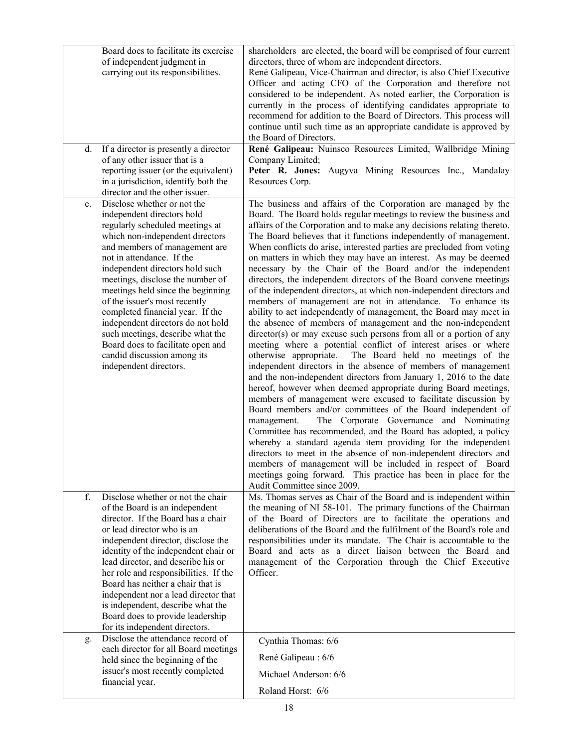| | |
|---|---|
| Board does to facilitate its exercise of independent judgment in carrying out its responsibilities. | shareholders are elected, the board will be comprised of four current directors, three of whom are independent directors. René Galipeau, Vice-Chairman and director, is also Chief Executive Officer and acting CFO of the Corporation and therefore not considered to be independent. As noted earlier, the Corporation is currently in the process of identifying candidates appropriate to recommend for addition to the Board of Directors. This process will continue until such time as an appropriate candidate is approved by the Board of Directors. |
| d. If a director is presently a director of any other issuer that is a reporting issuer (or the equivalent) in a jurisdiction, identify both the director and the other issuer. | **René Galipeau:** Nuinsco Resources Limited, Wallbridge Mining Company Limited; **Peter R. Jones:** Augyva Mining Resources Inc., Mandalay Resources Corp. |
| e. Disclose whether or not the independent directors hold regularly scheduled meetings at which non-independent directors and members of management are not in attendance. If the independent directors hold such meetings, disclose the number of meetings held since the beginning of the issuer's most recently completed financial year. If the independent directors do not hold such meetings, describe what the Board does to facilitate open and candid discussion among its independent directors. | The business and affairs of the Corporation are managed by the Board. The Board holds regular meetings to review the business and affairs of the Corporation and to make any decisions relating thereto. The Board believes that it functions independently of management. When conflicts do arise, interested parties are precluded from voting on matters in which they may have an interest. As may be deemed necessary by the Chair of the Board and/or the independent directors, the independent directors of the Board convene meetings of the independent directors, at which non-independent directors and members of management are not in attendance. To enhance its ability to act independently of management, the Board may meet in the absence of members of management and the non-independent director(s) or may excuse such persons from all or a portion of any meeting where a potential conflict of interest arises or where otherwise appropriate. The Board held no meetings of the independent directors in the absence of members of management and the non-independent directors from January 1, 2016 to the date hereof, however when deemed appropriate during Board meetings, members of management were excused to facilitate discussion by Board members and/or committees of the Board independent of management. The Corporate Governance and Nominating Committee has recommended, and the Board has adopted, a policy whereby a standard agenda item providing for the independent directors to meet in the absence of non-independent directors and members of management will be included in respect of Board meetings going forward. This practice has been in place for the Audit Committee since 2009. |
| f. Disclose whether or not the chair of the Board is an independent director. If the Board has a chair or lead director who is an independent director, disclose the identity of the independent chair or lead director, and describe his or her role and responsibilities. If the Board has neither a chair that is independent nor a lead director that is independent, describe what the Board does to provide leadership for its independent directors. | Ms. Thomas serves as Chair of the Board and is independent within the meaning of NI 58-101. The primary functions of the Chairman of the Board of Directors are to facilitate the operations and deliberations of the Board and the fulfilment of the Board's role and responsibilities under its mandate. The Chair is accountable to the Board and acts as a direct liaison between the Board and management of the Corporation through the Chief Executive Officer. |
| g. Disclose the attendance record of each director for all Board meetings held since the beginning of the issuer's most recently completed financial year. | Cynthia Thomas: 6/6<br>René Galipeau : 6/6<br>Michael Anderson: 6/6<br>Roland Horst: 6/6 |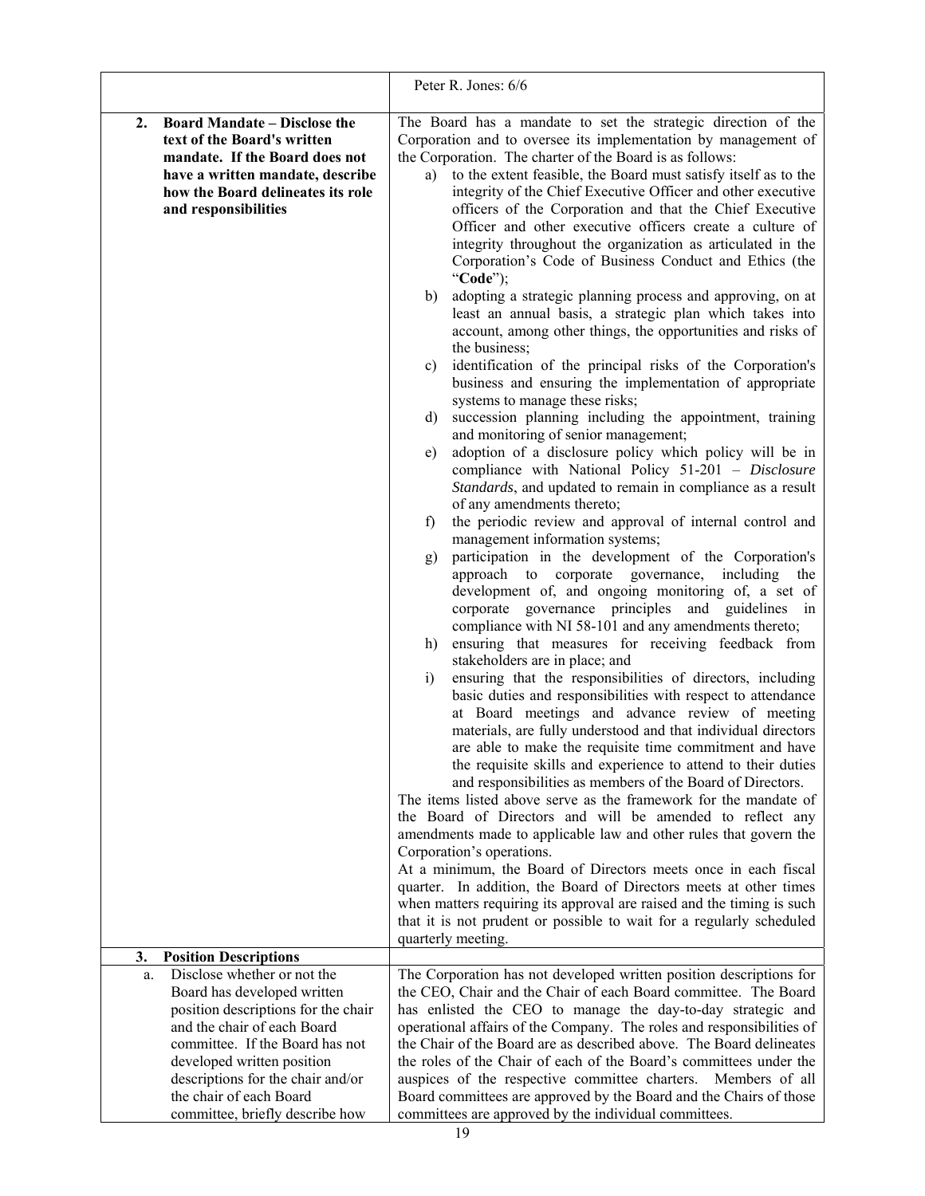| | |
|---|---|
| | Peter R. Jones: 6/6 |
| **2. Board Mandate – Disclose the text of the Board's written mandate. If the Board does not have a written mandate, describe how the Board delineates its role and responsibilities** | The Board has a mandate to set the strategic direction of the Corporation and to oversee its implementation by management of the Corporation. The charter of the Board is as follows:<br>a) to the extent feasible, the Board must satisfy itself as to the integrity of the Chief Executive Officer and other executive officers of the Corporation and that the Chief Executive Officer and other executive officers create a culture of integrity throughout the organization as articulated in the Corporation's Code of Business Conduct and Ethics (the "**Code**");<br>b) adopting a strategic planning process and approving, on at least an annual basis, a strategic plan which takes into account, among other things, the opportunities and risks of the business;<br>c) identification of the principal risks of the Corporation's business and ensuring the implementation of appropriate systems to manage these risks;<br>d) succession planning including the appointment, training and monitoring of senior management;<br>e) adoption of a disclosure policy which policy will be in compliance with National Policy 51-201 – *Disclosure Standards*, and updated to remain in compliance as a result of any amendments thereto;<br>f) the periodic review and approval of internal control and management information systems;<br>g) participation in the development of the Corporation's approach to corporate governance, including the development of, and ongoing monitoring of, a set of corporate governance principles and guidelines in compliance with NI 58-101 and any amendments thereto;<br>h) ensuring that measures for receiving feedback from stakeholders are in place; and<br>i) ensuring that the responsibilities of directors, including basic duties and responsibilities with respect to attendance at Board meetings and advance review of meeting materials, are fully understood and that individual directors are able to make the requisite time commitment and have the requisite skills and experience to attend to their duties and responsibilities as members of the Board of Directors.<br>The items listed above serve as the framework for the mandate of the Board of Directors and will be amended to reflect any amendments made to applicable law and other rules that govern the Corporation's operations.<br>At a minimum, the Board of Directors meets once in each fiscal quarter. In addition, the Board of Directors meets at other times when matters requiring its approval are raised and the timing is such that it is not prudent or possible to wait for a regularly scheduled quarterly meeting. |
| **3. Position Descriptions** | |
| a. Disclose whether or not the Board has developed written position descriptions for the chair and the chair of each Board committee. If the Board has not developed written position descriptions for the chair and/or the chair of each Board committee, briefly describe how | The Corporation has not developed written position descriptions for the CEO, Chair and the Chair of each Board committee. The Board has enlisted the CEO to manage the day-to-day strategic and operational affairs of the Company. The roles and responsibilities of the Chair of the Board are as described above. The Board delineates the roles of the Chair of each of the Board's committees under the auspices of the respective committee charters. Members of all Board committees are approved by the Board and the Chairs of those committees are approved by the individual committees. |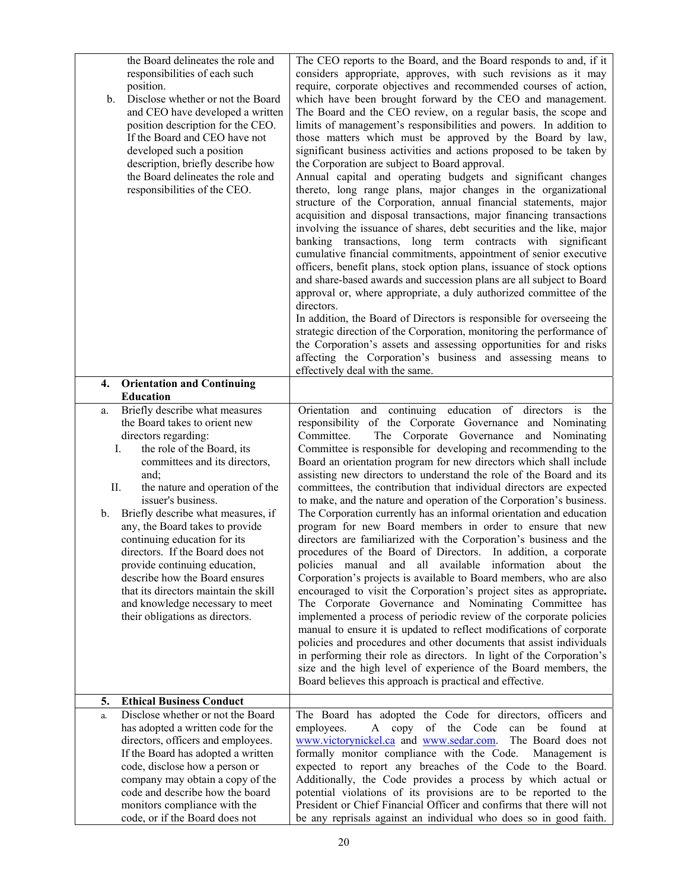| | |
|---|---|
| the Board delineates the role and responsibilities of each such position.<br>b. Disclose whether or not the Board and CEO have developed a written position description for the CEO. If the Board and CEO have not developed such a position description, briefly describe how the Board delineates the role and responsibilities of the CEO. | The CEO reports to the Board, and the Board responds to and, if it considers appropriate, approves, with such revisions as it may require, corporate objectives and recommended courses of action, which have been brought forward by the CEO and management. The Board and the CEO review, on a regular basis, the scope and limits of management's responsibilities and powers. In addition to those matters which must be approved by the Board by law, significant business activities and actions proposed to be taken by the Corporation are subject to Board approval.<br>Annual capital and operating budgets and significant changes thereto, long range plans, major changes in the organizational structure of the Corporation, annual financial statements, major acquisition and disposal transactions, major financing transactions involving the issuance of shares, debt securities and the like, major banking transactions, long term contracts with significant cumulative financial commitments, appointment of senior executive officers, benefit plans, stock option plans, issuance of stock options and share-based awards and succession plans are all subject to Board approval or, where appropriate, a duly authorized committee of the directors.<br>In addition, the Board of Directors is responsible for overseeing the strategic direction of the Corporation, monitoring the performance of the Corporation's assets and assessing opportunities for and risks affecting the Corporation's business and assessing means to effectively deal with the same. |
| **4. Orientation and Continuing Education** | |
| a. Briefly describe what measures the Board takes to orient new directors regarding:<br>I. the role of the Board, its committees and its directors, and;<br>II. the nature and operation of the issuer's business.<br>b. Briefly describe what measures, if any, the Board takes to provide continuing education for its directors. If the Board does not provide continuing education, describe how the Board ensures that its directors maintain the skill and knowledge necessary to meet their obligations as directors. | Orientation and continuing education of directors is the responsibility of the Corporate Governance and Nominating Committee. The Corporate Governance and Nominating Committee is responsible for developing and recommending to the Board an orientation program for new directors which shall include assisting new directors to understand the role of the Board and its committees, the contribution that individual directors are expected to make, and the nature and operation of the Corporation's business. The Corporation currently has an informal orientation and education program for new Board members in order to ensure that new directors are familiarized with the Corporation's business and the procedures of the Board of Directors. In addition, a corporate policies manual and all available information about the Corporation's projects is available to Board members, who are also encouraged to visit the Corporation's project sites as appropriate**.** The Corporate Governance and Nominating Committee has implemented a process of periodic review of the corporate policies manual to ensure it is updated to reflect modifications of corporate policies and procedures and other documents that assist individuals in performing their role as directors. In light of the Corporation's size and the high level of experience of the Board members, the Board believes this approach is practical and effective. |
| **5. Ethical Business Conduct** | |
| a. Disclose whether or not the Board has adopted a written code for the directors, officers and employees. If the Board has adopted a written code, disclose how a person or company may obtain a copy of the code and describe how the board monitors compliance with the code, or if the Board does not | The Board has adopted the Code for directors, officers and employees. A copy of the Code can be found at www.victorynickel.ca and www.sedar.com. The Board does not formally monitor compliance with the Code. Management is expected to report any breaches of the Code to the Board. Additionally, the Code provides a process by which actual or potential violations of its provisions are to be reported to the President or Chief Financial Officer and confirms that there will not be any reprisals against an individual who does so in good faith. |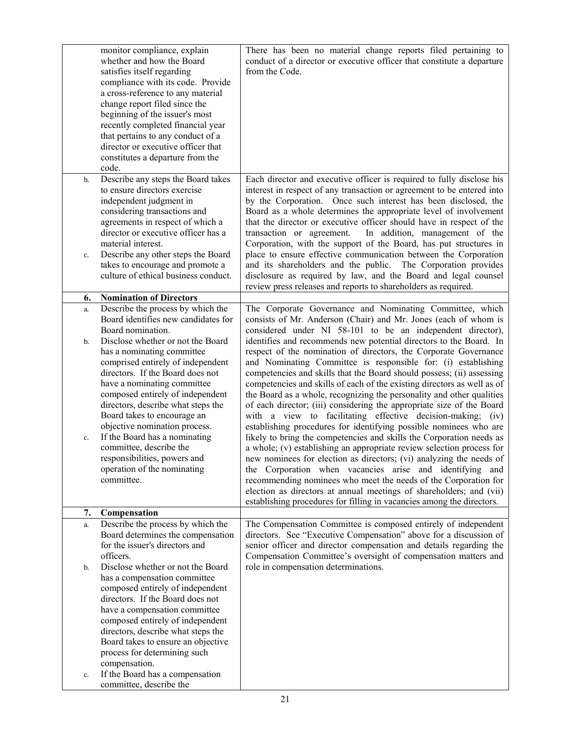| | | |
|---|---|---|
| | monitor compliance, explain whether and how the Board satisfies itself regarding compliance with its code. Provide a cross-reference to any material change report filed since the beginning of the issuer's most recently completed financial year that pertains to any conduct of a director or executive officer that constitutes a departure from the code. | There has been no material change reports filed pertaining to conduct of a director or executive officer that constitute a departure from the Code. |
| b. | Describe any steps the Board takes to ensure directors exercise independent judgment in considering transactions and agreements in respect of which a director or executive officer has a material interest. | Each director and executive officer is required to fully disclose his interest in respect of any transaction or agreement to be entered into by the Corporation. Once such interest has been disclosed, the Board as a whole determines the appropriate level of involvement that the director or executive officer should have in respect of the transaction or agreement. In addition, management of the Corporation, with the support of the Board, has put structures in place to ensure effective communication between the Corporation and its shareholders and the public. The Corporation provides disclosure as required by law, and the Board and legal counsel review press releases and reports to shareholders as required. |
| c. | Describe any other steps the Board takes to encourage and promote a culture of ethical business conduct. | |
| **6.** | **Nomination of Directors** | |
| a. | Describe the process by which the Board identifies new candidates for Board nomination. | The Corporate Governance and Nominating Committee, which consists of Mr. Anderson (Chair) and Mr. Jones (each of whom is considered under NI 58-101 to be an independent director), identifies and recommends new potential directors to the Board. In respect of the nomination of directors, the Corporate Governance and Nominating Committee is responsible for: (i) establishing competencies and skills that the Board should possess; (ii) assessing competencies and skills of each of the existing directors as well as of the Board as a whole, recognizing the personality and other qualities of each director; (iii) considering the appropriate size of the Board with a view to facilitating effective decision-making; (iv) establishing procedures for identifying possible nominees who are likely to bring the competencies and skills the Corporation needs as a whole; (v) establishing an appropriate review selection process for new nominees for election as directors; (vi) analyzing the needs of the Corporation when vacancies arise and identifying and recommending nominees who meet the needs of the Corporation for election as directors at annual meetings of shareholders; and (vii) establishing procedures for filling in vacancies among the directors. |
| b. | Disclose whether or not the Board has a nominating committee comprised entirely of independent directors. If the Board does not have a nominating committee composed entirely of independent directors, describe what steps the Board takes to encourage an objective nomination process. | |
| c. | If the Board has a nominating committee, describe the responsibilities, powers and operation of the nominating committee. | |
| **7.** | **Compensation** | |
| a. | Describe the process by which the Board determines the compensation for the issuer's directors and officers. | The Compensation Committee is composed entirely of independent directors. See "Executive Compensation" above for a discussion of senior officer and director compensation and details regarding the Compensation Committee's oversight of compensation matters and role in compensation determinations. |
| b. | Disclose whether or not the Board has a compensation committee composed entirely of independent directors. If the Board does not have a compensation committee composed entirely of independent directors, describe what steps the Board takes to ensure an objective process for determining such compensation. | |
| c. | If the Board has a compensation committee, describe the | |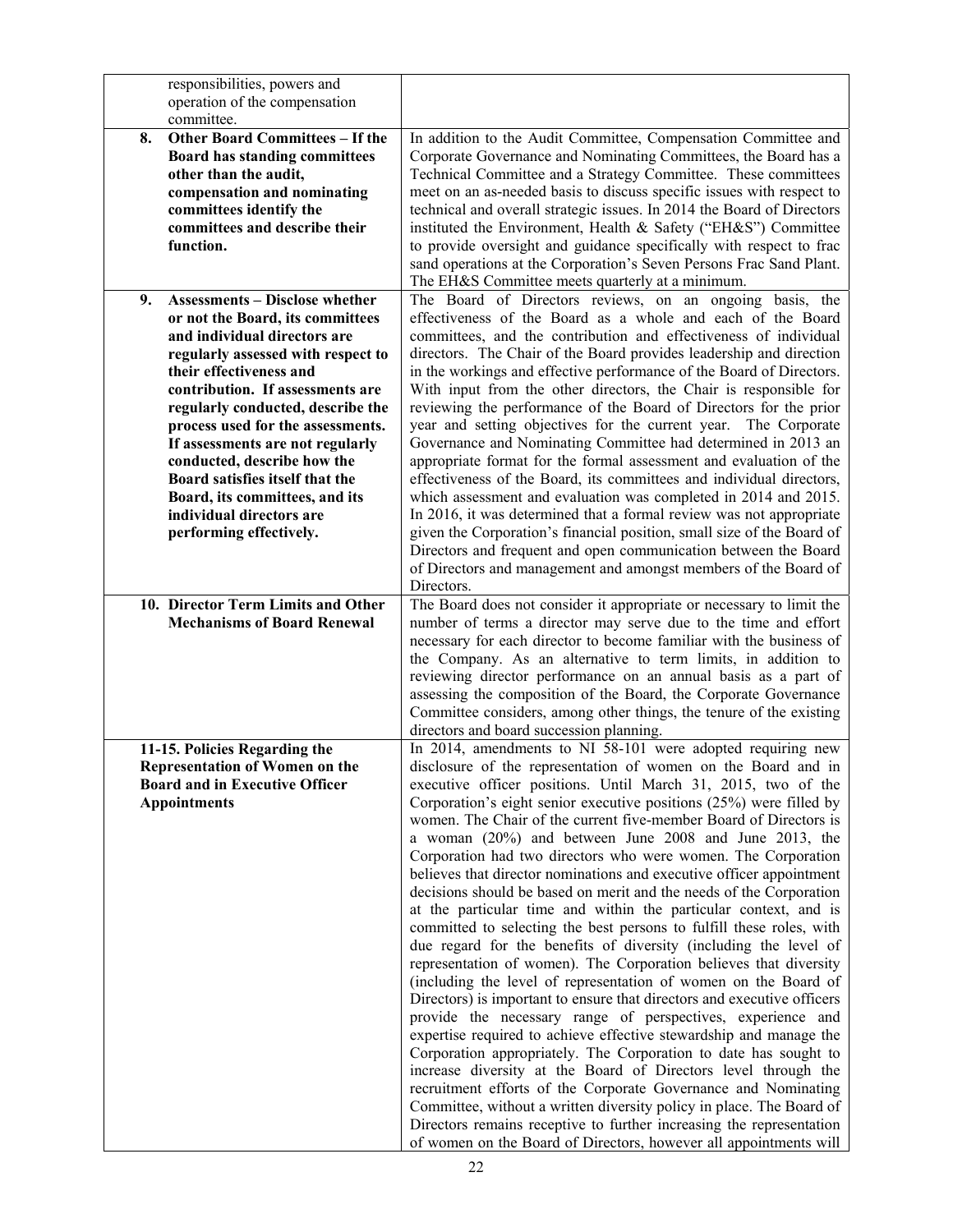| | |
|---|---|
| responsibilities, powers and operation of the compensation committee. | |
| **8. Other Board Committees – If the Board has standing committees other than the audit, compensation and nominating committees identify the committees and describe their function.** | In addition to the Audit Committee, Compensation Committee and Corporate Governance and Nominating Committees, the Board has a Technical Committee and a Strategy Committee. These committees meet on an as-needed basis to discuss specific issues with respect to technical and overall strategic issues. In 2014 the Board of Directors instituted the Environment, Health & Safety ("EH&S") Committee to provide oversight and guidance specifically with respect to frac sand operations at the Corporation's Seven Persons Frac Sand Plant. The EH&S Committee meets quarterly at a minimum. |
| **9. Assessments – Disclose whether or not the Board, its committees and individual directors are regularly assessed with respect to their effectiveness and contribution. If assessments are regularly conducted, describe the process used for the assessments. If assessments are not regularly conducted, describe how the Board satisfies itself that the Board, its committees, and its individual directors are performing effectively.** | The Board of Directors reviews, on an ongoing basis, the effectiveness of the Board as a whole and each of the Board committees, and the contribution and effectiveness of individual directors. The Chair of the Board provides leadership and direction in the workings and effective performance of the Board of Directors. With input from the other directors, the Chair is responsible for reviewing the performance of the Board of Directors for the prior year and setting objectives for the current year. The Corporate Governance and Nominating Committee had determined in 2013 an appropriate format for the formal assessment and evaluation of the effectiveness of the Board, its committees and individual directors, which assessment and evaluation was completed in 2014 and 2015. In 2016, it was determined that a formal review was not appropriate given the Corporation's financial position, small size of the Board of Directors and frequent and open communication between the Board of Directors and management and amongst members of the Board of Directors. |
| **10. Director Term Limits and Other Mechanisms of Board Renewal** | The Board does not consider it appropriate or necessary to limit the number of terms a director may serve due to the time and effort necessary for each director to become familiar with the business of the Company. As an alternative to term limits, in addition to reviewing director performance on an annual basis as a part of assessing the composition of the Board, the Corporate Governance Committee considers, among other things, the tenure of the existing directors and board succession planning. |
| **11-15. Policies Regarding the Representation of Women on the Board and in Executive Officer Appointments** | In 2014, amendments to NI 58-101 were adopted requiring new disclosure of the representation of women on the Board and in executive officer positions. Until March 31, 2015, two of the Corporation's eight senior executive positions (25%) were filled by women. The Chair of the current five-member Board of Directors is a woman (20%) and between June 2008 and June 2013, the Corporation had two directors who were women. The Corporation believes that director nominations and executive officer appointment decisions should be based on merit and the needs of the Corporation at the particular time and within the particular context, and is committed to selecting the best persons to fulfill these roles, with due regard for the benefits of diversity (including the level of representation of women). The Corporation believes that diversity (including the level of representation of women on the Board of Directors) is important to ensure that directors and executive officers provide the necessary range of perspectives, experience and expertise required to achieve effective stewardship and manage the Corporation appropriately. The Corporation to date has sought to increase diversity at the Board of Directors level through the recruitment efforts of the Corporate Governance and Nominating Committee, without a written diversity policy in place. The Board of Directors remains receptive to further increasing the representation of women on the Board of Directors, however all appointments will |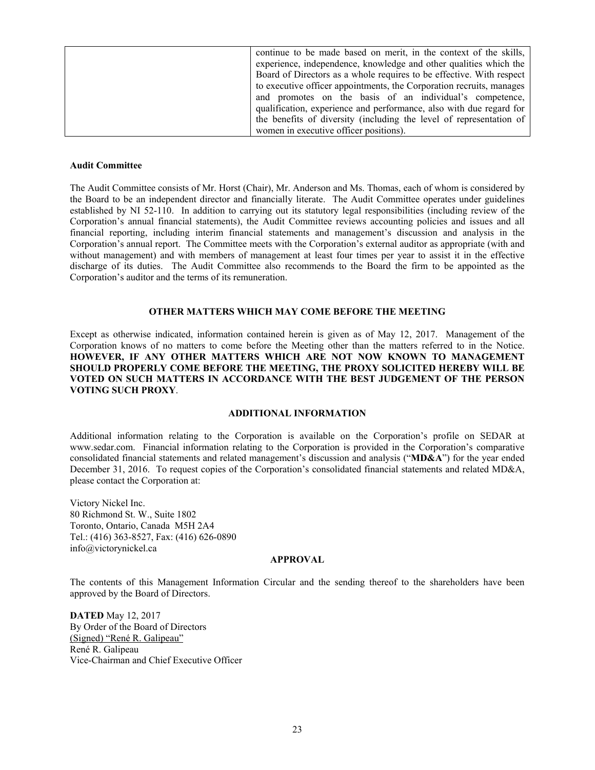| | |
|---|---|
| | continue to be made based on merit, in the context of the skills, experience, independence, knowledge and other qualities which the Board of Directors as a whole requires to be effective. With respect to executive officer appointments, the Corporation recruits, manages and promotes on the basis of an individual's competence, qualification, experience and performance, also with due regard for the benefits of diversity (including the level of representation of women in executive officer positions). |

**Audit Committee**

The Audit Committee consists of Mr. Horst (Chair), Mr. Anderson and Ms. Thomas, each of whom is considered by the Board to be an independent director and financially literate. The Audit Committee operates under guidelines established by NI 52-110. In addition to carrying out its statutory legal responsibilities (including review of the Corporation's annual financial statements), the Audit Committee reviews accounting policies and issues and all financial reporting, including interim financial statements and management's discussion and analysis in the Corporation's annual report. The Committee meets with the Corporation's external auditor as appropriate (with and without management) and with members of management at least four times per year to assist it in the effective discharge of its duties. The Audit Committee also recommends to the Board the firm to be appointed as the Corporation's auditor and the terms of its remuneration.

## OTHER MATTERS WHICH MAY COME BEFORE THE MEETING

Except as otherwise indicated, information contained herein is given as of May 12, 2017. Management of the Corporation knows of no matters to come before the Meeting other than the matters referred to in the Notice. **HOWEVER, IF ANY OTHER MATTERS WHICH ARE NOT NOW KNOWN TO MANAGEMENT SHOULD PROPERLY COME BEFORE THE MEETING, THE PROXY SOLICITED HEREBY WILL BE VOTED ON SUCH MATTERS IN ACCORDANCE WITH THE BEST JUDGEMENT OF THE PERSON VOTING SUCH PROXY**.

## ADDITIONAL INFORMATION

Additional information relating to the Corporation is available on the Corporation's profile on SEDAR at www.sedar.com. Financial information relating to the Corporation is provided in the Corporation's comparative consolidated financial statements and related management's discussion and analysis ("**MD&A**") for the year ended December 31, 2016. To request copies of the Corporation's consolidated financial statements and related MD&A, please contact the Corporation at:

Victory Nickel Inc.
80 Richmond St. W., Suite 1802
Toronto, Ontario, Canada M5H 2A4
Tel.: (416) 363-8527, Fax: (416) 626-0890
info@victorynickel.ca

## APPROVAL

The contents of this Management Information Circular and the sending thereof to the shareholders have been approved by the Board of Directors.

**DATED** May 12, 2017
By Order of the Board of Directors
(Signed) "René R. Galipeau"
René R. Galipeau
Vice-Chairman and Chief Executive Officer